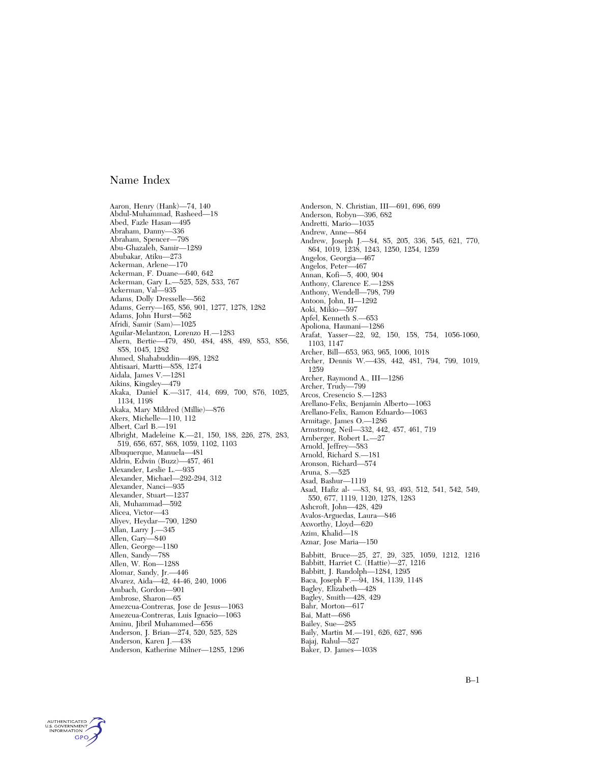# Name Index

Aaron, Henry (Hank)—74, 140
Abdul-Muhammad, Rasheed—18
Abed, Fazle Hasan—495
Abraham, Danny—336
Abraham, Spencer—798
Abu-Ghazaleh, Samir—1289
Abubakar, Atiku—273
Ackerman, Arlene—170
Ackerman, F. Duane—640, 642
Ackerman, Gary L.—525, 528, 533, 767
Ackerman, Val—935
Adams, Dolly Dresselle—562
Adams, Gerry—165, 856, 901, 1277, 1278, 1282
Adams, John Hurst—562
Afridi, Samir (Sam)—1025
Aguilar-Melantzon, Lorenzo H.—1283
Ahern, Bertie—479, 480, 484, 488, 489, 853, 856, 858, 1045, 1282
Ahmed, Shahabuddin—498, 1282
Ahtisaari, Martti—858, 1274
Aidala, James V.—1281
Aikins, Kingsley—479
Akaka, Daniel K.—317, 414, 699, 700, 876, 1025, 1134, 1198
Akaka, Mary Mildred (Millie)—876
Akers, Michelle—110, 112
Albert, Carl B.—191
Albright, Madeleine K.—21, 150, 188, 226, 278, 283, 519, 656, 657, 868, 1059, 1102, 1103
Albuquerque, Manuela—481
Aldrin, Edwin (Buzz)—457, 461
Alexander, Leslie L.—935
Alexander, Michael—292-294, 312
Alexander, Nanci—935
Alexander, Stuart—1237
Ali, Muhammad—592
Alicea, Victor—43
Aliyev, Heydar—790, 1280
Allan, Larry J.—345
Allen, Gary—840
Allen, George—1180
Allen, Sandy—788
Allen, W. Ron—1288
Alomar, Sandy, Jr.—446
Alvarez, Aida—42, 44-46, 240, 1006
Ambach, Gordon—901
Ambrose, Sharon—65
Amezcua-Contreras, Jose de Jesus—1063
Amezcua-Contreras, Luis Ignacio—1063
Aminu, Jibril Muhammed—656
Anderson, J. Brian—274, 520, 525, 528
Anderson, Karen J.—438
Anderson, Katherine Milner—1285, 1296
Anderson, N. Christian, III—691, 696, 699
Anderson, Robyn—396, 682
Andretti, Mario—1035
Andrew, Anne—864
Andrew, Joseph J.—84, 85, 205, 336, 545, 621, 770, 864, 1019, 1238, 1243, 1250, 1254, 1259
Angelos, Georgia—467
Angelos, Peter—467
Annan, Kofi—5, 400, 904
Anthony, Clarence E.—1288
Anthony, Wendell—798, 799
Antoon, John, II—1292
Aoki, Mikio—597
Apfel, Kenneth S.—653
Apoliona, Haunani—1286
Arafat, Yasser—22, 92, 150, 158, 754, 1056-1060, 1103, 1147
Archer, Bill—653, 963, 965, 1006, 1018
Archer, Dennis W.—438, 442, 481, 794, 799, 1019, 1259
Archer, Raymond A., III—1286
Archer, Trudy—799
Arcos, Cresencio S.—1283
Arellano-Felix, Benjamin Alberto—1063
Arellano-Felix, Ramon Eduardo—1063
Armitage, James O.—1286
Armstrong, Neil—332, 442, 457, 461, 719
Arnberger, Robert L.—27
Arnold, Jeffrey—583
Arnold, Richard S.—181
Aronson, Richard—574
Aruna, S.—525
Asad, Bashur—1119
Asad, Hafiz al- —83, 84, 93, 493, 512, 541, 542, 549, 550, 677, 1119, 1120, 1278, 1283
Ashcroft, John—428, 429
Avalos-Arguedas, Laura—846
Axworthy, Lloyd—620
Azim, Khalid—18
Aznar, Jose Maria—150

Babbitt, Bruce—25, 27, 29, 325, 1059, 1212, 1216
Babbitt, Harriet C. (Hattie)—27, 1216
Babbitt, J. Randolph—1284, 1295
Baca, Joseph F.—94, 184, 1139, 1148
Bagley, Elizabeth—428
Bagley, Smith—428, 429
Bahr, Morton—617
Bai, Matt—686
Bailey, Sue—285
Baily, Martin M.—191, 626, 627, 896
Bajaj, Rahul—527
Baker, D. James—1038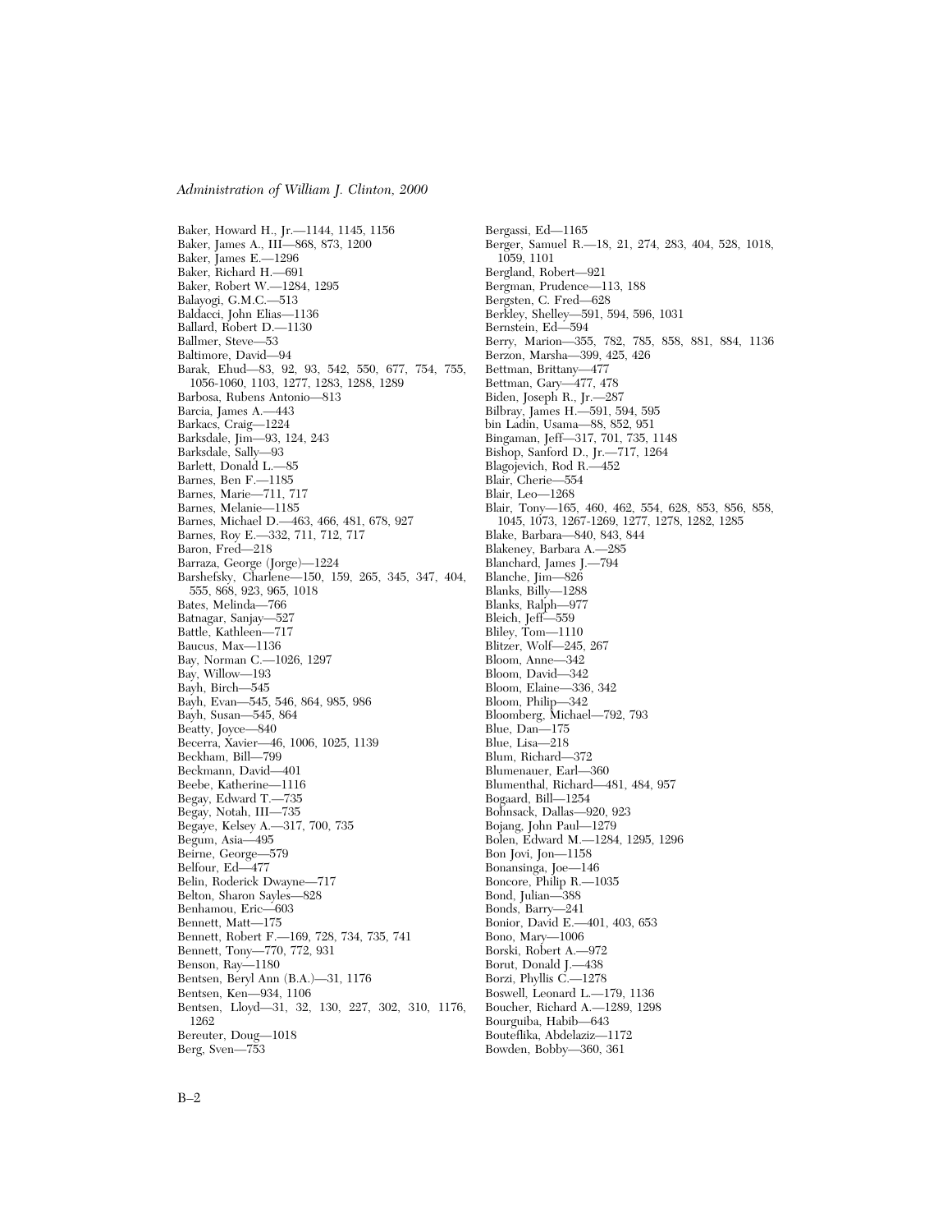Baker, Howard H., Jr.—1144, 1145, 1156
Baker, James A., III—868, 873, 1200
Baker, James E.—1296
Baker, Richard H.—691
Baker, Robert W.—1284, 1295
Balayogi, G.M.C.—513
Baldacci, John Elias—1136
Ballard, Robert D.—1130
Ballmer, Steve—53
Baltimore, David—94
Barak, Ehud—83, 92, 93, 542, 550, 677, 754, 755, 1056-1060, 1103, 1277, 1283, 1288, 1289
Barbosa, Rubens Antonio—813
Barcia, James A.—443
Barkacs, Craig—1224
Barksdale, Jim—93, 124, 243
Barksdale, Sally—93
Barlett, Donald L.—85
Barnes, Ben F.—1185
Barnes, Marie—711, 717
Barnes, Melanie—1185
Barnes, Michael D.—463, 466, 481, 678, 927
Barnes, Roy E.—332, 711, 712, 717
Baron, Fred—218
Barraza, George (Jorge)—1224
Barshefsky, Charlene—150, 159, 265, 345, 347, 404, 555, 868, 923, 965, 1018
Bates, Melinda—766
Batnagar, Sanjay—527
Battle, Kathleen—717
Baucus, Max—1136
Bay, Norman C.—1026, 1297
Bay, Willow—193
Bayh, Birch—545
Bayh, Evan—545, 546, 864, 985, 986
Bayh, Susan—545, 864
Beatty, Joyce—840
Becerra, Xavier—46, 1006, 1025, 1139
Beckham, Bill—799
Beckmann, David—401
Beebe, Katherine—1116
Begay, Edward T.—735
Begay, Notah, III—735
Begaye, Kelsey A.—317, 700, 735
Begum, Asia—495
Beirne, George—579
Belfour, Ed—477
Belin, Roderick Dwayne—717
Belton, Sharon Sayles—828
Benhamou, Eric—603
Bennett, Matt—175
Bennett, Robert F.—169, 728, 734, 735, 741
Bennett, Tony—770, 772, 931
Benson, Ray—1180
Bentsen, Beryl Ann (B.A.)—31, 1176
Bentsen, Ken—934, 1106
Bentsen, Lloyd—31, 32, 130, 227, 302, 310, 1176, 1262
Bereuter, Doug—1018
Berg, Sven—753
Bergassi, Ed—1165
Berger, Samuel R.—18, 21, 274, 283, 404, 528, 1018, 1059, 1101
Bergland, Robert—921
Bergman, Prudence—113, 188
Bergsten, C. Fred—628
Berkley, Shelley—591, 594, 596, 1031
Bernstein, Ed—594
Berry, Marion—355, 782, 785, 858, 881, 884, 1136
Berzon, Marsha—399, 425, 426
Bettman, Brittany—477
Bettman, Gary—477, 478
Biden, Joseph R., Jr.—287
Bilbray, James H.—591, 594, 595
bin Ladin, Usama—88, 852, 951
Bingaman, Jeff—317, 701, 735, 1148
Bishop, Sanford D., Jr.—717, 1264
Blagojevich, Rod R.—452
Blair, Cherie—554
Blair, Leo—1268
Blair, Tony—165, 460, 462, 554, 628, 853, 856, 858, 1045, 1073, 1267-1269, 1277, 1278, 1282, 1285
Blake, Barbara—840, 843, 844
Blakeney, Barbara A.—285
Blanchard, James J.—794
Blanche, Jim—826
Blanks, Billy—1288
Blanks, Ralph—977
Bleich, Jeff—559
Bliley, Tom—1110
Blitzer, Wolf—245, 267
Bloom, Anne—342
Bloom, David—342
Bloom, Elaine—336, 342
Bloom, Philip—342
Bloomberg, Michael—792, 793
Blue, Dan—175
Blue, Lisa—218
Blum, Richard—372
Blumenauer, Earl—360
Blumenthal, Richard—481, 484, 957
Bogaard, Bill—1254
Bohnsack, Dallas—920, 923
Bojang, John Paul—1279
Bolen, Edward M.—1284, 1295, 1296
Bon Jovi, Jon—1158
Bonansinga, Joe—146
Boncore, Philip R.—1035
Bond, Julian—388
Bonds, Barry—241
Bonior, David E.—401, 403, 653
Bono, Mary—1006
Borski, Robert A.—972
Borut, Donald J.—438
Borzi, Phyllis C.—1278
Boswell, Leonard L.—179, 1136
Boucher, Richard A.—1289, 1298
Bourguiba, Habib—643
Bouteflika, Abdelaziz—1172
Bowden, Bobby—360, 361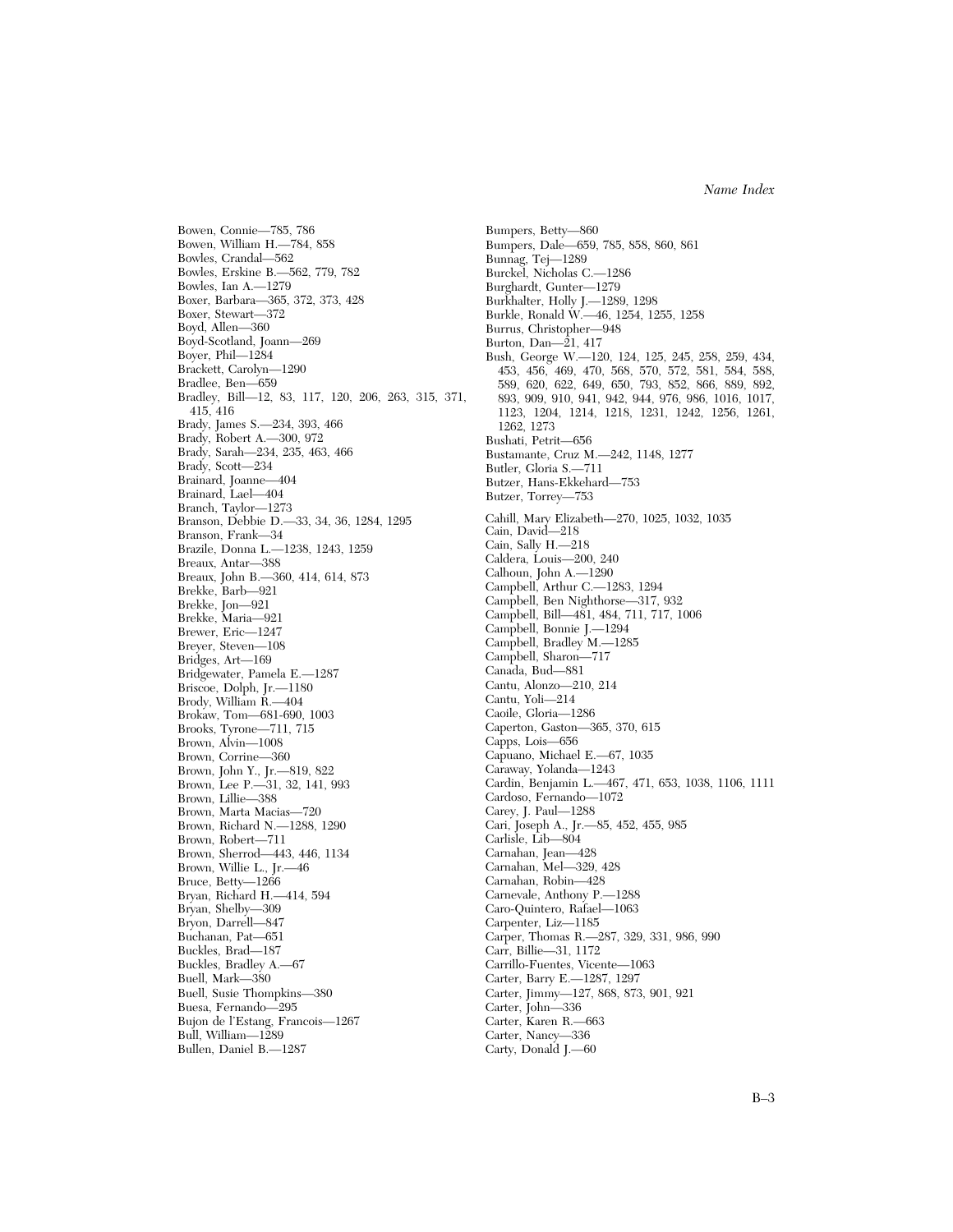Bowen, Connie—785, 786
Bowen, William H.—784, 858
Bowles, Crandal—562
Bowles, Erskine B.—562, 779, 782
Bowles, Ian A.—1279
Boxer, Barbara—365, 372, 373, 428
Boxer, Stewart—372
Boyd, Allen—360
Boyd-Scotland, Joann—269
Boyer, Phil—1284
Brackett, Carolyn—1290
Bradlee, Ben—659
Bradley, Bill—12, 83, 117, 120, 206, 263, 315, 371, 415, 416
Brady, James S.—234, 393, 466
Brady, Robert A.—300, 972
Brady, Sarah—234, 235, 463, 466
Brady, Scott—234
Brainard, Joanne—404
Brainard, Lael—404
Branch, Taylor—1273
Branson, Debbie D.—33, 34, 36, 1284, 1295
Branson, Frank—34
Brazile, Donna L.—1238, 1243, 1259
Breaux, Antar—388
Breaux, John B.—360, 414, 614, 873
Brekke, Barb—921
Brekke, Jon—921
Brekke, Maria—921
Brewer, Eric—1247
Breyer, Steven—108
Bridges, Art—169
Bridgewater, Pamela E.—1287
Briscoe, Dolph, Jr.—1180
Brody, William R.—404
Brokaw, Tom—681-690, 1003
Brooks, Tyrone—711, 715
Brown, Alvin—1008
Brown, Corrine—360
Brown, John Y., Jr.—819, 822
Brown, Lee P.—31, 32, 141, 993
Brown, Lillie—388
Brown, Marta Macias—720
Brown, Richard N.—1288, 1290
Brown, Robert—711
Brown, Sherrod—443, 446, 1134
Brown, Willie L., Jr.—46
Bruce, Betty—1266
Bryan, Richard H.—414, 594
Bryan, Shelby—309
Bryon, Darrell—847
Buchanan, Pat—651
Buckles, Brad—187
Buckles, Bradley A.—67
Buell, Mark—380
Buell, Susie Thompkins—380
Buesa, Fernando—295
Bujon de l'Estang, Francois—1267
Bull, William—1289
Bullen, Daniel B.—1287
Bumpers, Betty—860
Bumpers, Dale—659, 785, 858, 860, 861
Bunnag, Tej—1289
Burckel, Nicholas C.—1286
Burghardt, Gunter—1279
Burkhalter, Holly J.—1289, 1298
Burkle, Ronald W.—46, 1254, 1255, 1258
Burrus, Christopher—948
Burton, Dan—21, 417
Bush, George W.—120, 124, 125, 245, 258, 259, 434, 453, 456, 469, 470, 568, 570, 572, 581, 584, 588, 589, 620, 622, 649, 650, 793, 852, 866, 889, 892, 893, 909, 910, 941, 942, 944, 976, 986, 1016, 1017, 1123, 1204, 1214, 1218, 1231, 1242, 1256, 1261, 1262, 1273
Bushati, Petrit—656
Bustamante, Cruz M.—242, 1148, 1277
Butler, Gloria S.—711
Butzer, Hans-Ekkehard—753
Butzer, Torrey—753

Cahill, Mary Elizabeth—270, 1025, 1032, 1035
Cain, David—218
Cain, Sally H.—218
Caldera, Louis—200, 240
Calhoun, John A.—1290
Campbell, Arthur C.—1283, 1294
Campbell, Ben Nighthorse—317, 932
Campbell, Bill—481, 484, 711, 717, 1006
Campbell, Bonnie J.—1294
Campbell, Bradley M.—1285
Campbell, Sharon—717
Canada, Bud—881
Cantu, Alonzo—210, 214
Cantu, Yoli—214
Caoile, Gloria—1286
Caperton, Gaston—365, 370, 615
Capps, Lois—656
Capuano, Michael E.—67, 1035
Caraway, Yolanda—1243
Cardin, Benjamin L.—467, 471, 653, 1038, 1106, 1111
Cardoso, Fernando—1072
Carey, J. Paul—1288
Cari, Joseph A., Jr.—85, 452, 455, 985
Carlisle, Lib—804
Carnahan, Jean—428
Carnahan, Mel—329, 428
Carnahan, Robin—428
Carnevale, Anthony P.—1288
Caro-Quintero, Rafael—1063
Carpenter, Liz—1185
Carper, Thomas R.—287, 329, 331, 986, 990
Carr, Billie—31, 1172
Carrillo-Fuentes, Vicente—1063
Carter, Barry E.—1287, 1297
Carter, Jimmy—127, 868, 873, 901, 921
Carter, John—336
Carter, Karen R.—663
Carter, Nancy—336
Carty, Donald J.—60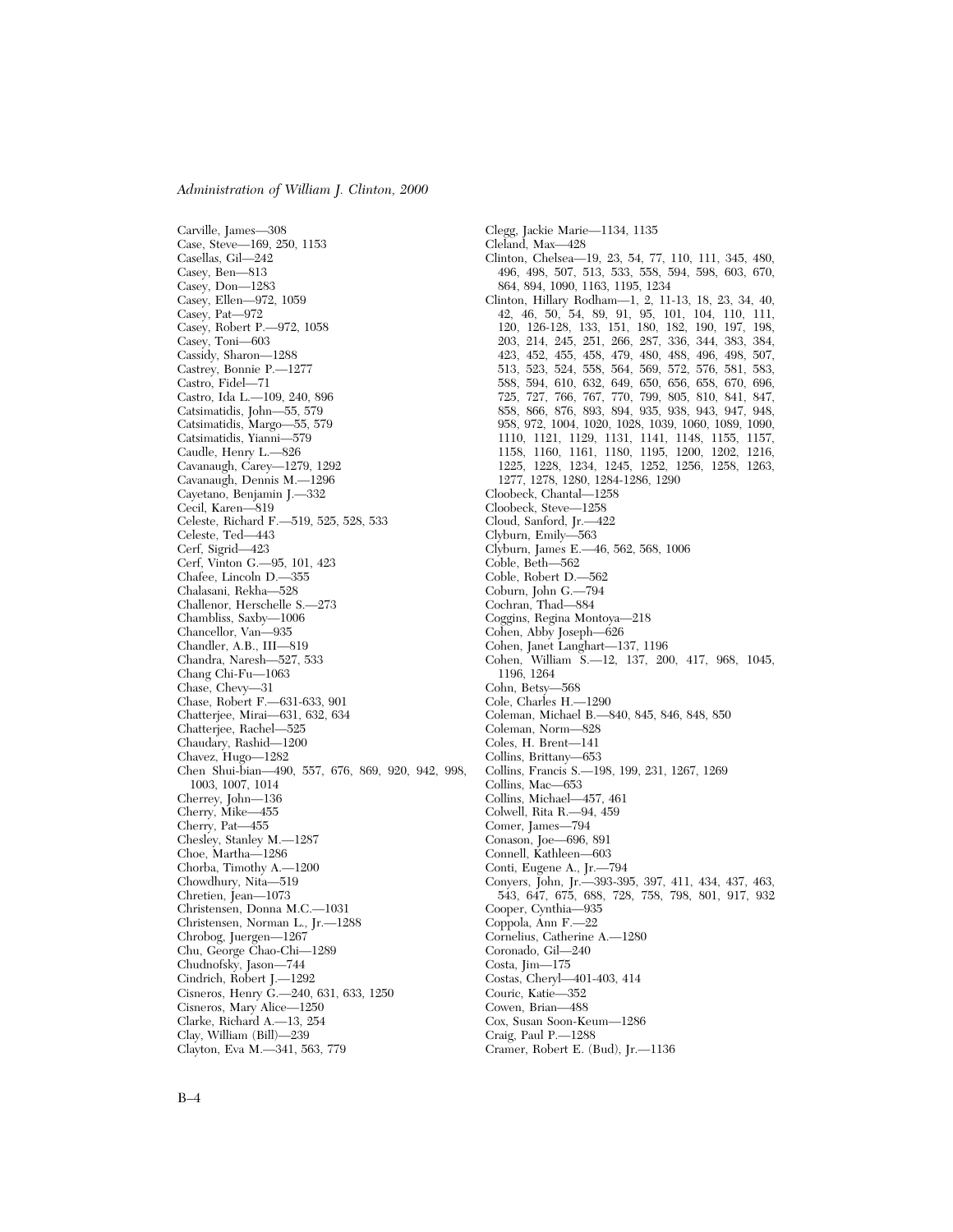Carville, James—308
Case, Steve—169, 250, 1153
Casellas, Gil—242
Casey, Ben—813
Casey, Don—1283
Casey, Ellen—972, 1059
Casey, Pat—972
Casey, Robert P.—972, 1058
Casey, Toni—603
Cassidy, Sharon—1288
Castrey, Bonnie P.—1277
Castro, Fidel—71
Castro, Ida L.—109, 240, 896
Catsimatidis, John—55, 579
Catsimatidis, Margo—55, 579
Catsimatidis, Yianni—579
Caudle, Henry L.—826
Cavanaugh, Carey—1279, 1292
Cavanaugh, Dennis M.—1296
Cayetano, Benjamin J.—332
Cecil, Karen—819
Celeste, Richard F.—519, 525, 528, 533
Celeste, Ted—443
Cerf, Sigrid—423
Cerf, Vinton G.—95, 101, 423
Chafee, Lincoln D.—355
Chalasani, Rekha—528
Challenor, Herschelle S.—273
Chambliss, Saxby—1006
Chancellor, Van—935
Chandler, A.B., III—819
Chandra, Naresh—527, 533
Chang Chi-Fu—1063
Chase, Chevy—31
Chase, Robert F.—631-633, 901
Chatterjee, Mirai—631, 632, 634
Chatterjee, Rachel—525
Chaudary, Rashid—1200
Chavez, Hugo—1282
Chen Shui-bian—490, 557, 676, 869, 920, 942, 998, 1003, 1007, 1014
Cherrey, John—136
Cherry, Mike—455
Cherry, Pat—455
Chesley, Stanley M.—1287
Choe, Martha—1286
Chorba, Timothy A.—1200
Chowdhury, Nita—519
Chretien, Jean—1073
Christensen, Donna M.C.—1031
Christensen, Norman L., Jr.—1288
Chrobog, Juergen—1267
Chu, George Chao-Chi—1289
Chudnofsky, Jason—744
Cindrich, Robert J.—1292
Cisneros, Henry G.—240, 631, 633, 1250
Cisneros, Mary Alice—1250
Clarke, Richard A.—13, 254
Clay, William (Bill)—239
Clayton, Eva M.—341, 563, 779
Clegg, Jackie Marie—1134, 1135
Cleland, Max—428
Clinton, Chelsea—19, 23, 54, 77, 110, 111, 345, 480, 496, 498, 507, 513, 533, 558, 594, 598, 603, 670, 864, 894, 1090, 1163, 1195, 1234
Clinton, Hillary Rodham—1, 2, 11-13, 18, 23, 34, 40, 42, 46, 50, 54, 89, 91, 95, 101, 104, 110, 111, 120, 126-128, 133, 151, 180, 182, 190, 197, 198, 203, 214, 245, 251, 266, 287, 336, 344, 383, 384, 423, 452, 455, 458, 479, 480, 488, 496, 498, 507, 513, 523, 524, 558, 564, 569, 572, 576, 581, 583, 588, 594, 610, 632, 649, 650, 656, 658, 670, 696, 725, 727, 766, 767, 770, 799, 805, 810, 841, 847, 858, 866, 876, 893, 894, 935, 938, 943, 947, 948, 958, 972, 1004, 1020, 1028, 1039, 1060, 1089, 1090, 1110, 1121, 1129, 1131, 1141, 1148, 1155, 1157, 1158, 1160, 1161, 1180, 1195, 1200, 1202, 1216, 1225, 1228, 1234, 1245, 1252, 1256, 1258, 1263, 1277, 1278, 1280, 1284-1286, 1290
Cloobeck, Chantal—1258
Cloobeck, Steve—1258
Cloud, Sanford, Jr.—422
Clyburn, Emily—563
Clyburn, James E.—46, 562, 568, 1006
Coble, Beth—562
Coble, Robert D.—562
Coburn, John G.—794
Cochran, Thad—884
Coggins, Regina Montoya—218
Cohen, Abby Joseph—626
Cohen, Janet Langhart—137, 1196
Cohen, William S.—12, 137, 200, 417, 968, 1045, 1196, 1264
Cohn, Betsy—568
Cole, Charles H.—1290
Coleman, Michael B.—840, 845, 846, 848, 850
Coleman, Norm—828
Coles, H. Brent—141
Collins, Brittany—653
Collins, Francis S.—198, 199, 231, 1267, 1269
Collins, Mac—653
Collins, Michael—457, 461
Colwell, Rita R.—94, 459
Comer, James—794
Conason, Joe—696, 891
Connell, Kathleen—603
Conti, Eugene A., Jr.—794
Conyers, John, Jr.—393-395, 397, 411, 434, 437, 463, 543, 647, 675, 688, 728, 758, 798, 801, 917, 932
Cooper, Cynthia—935
Coppola, Ann F.—22
Cornelius, Catherine A.—1280
Coronado, Gil—240
Costa, Jim—175
Costas, Cheryl—401-403, 414
Couric, Katie—352
Cowen, Brian—488
Cox, Susan Soon-Keum—1286
Craig, Paul P.—1288
Cramer, Robert E. (Bud), Jr.—1136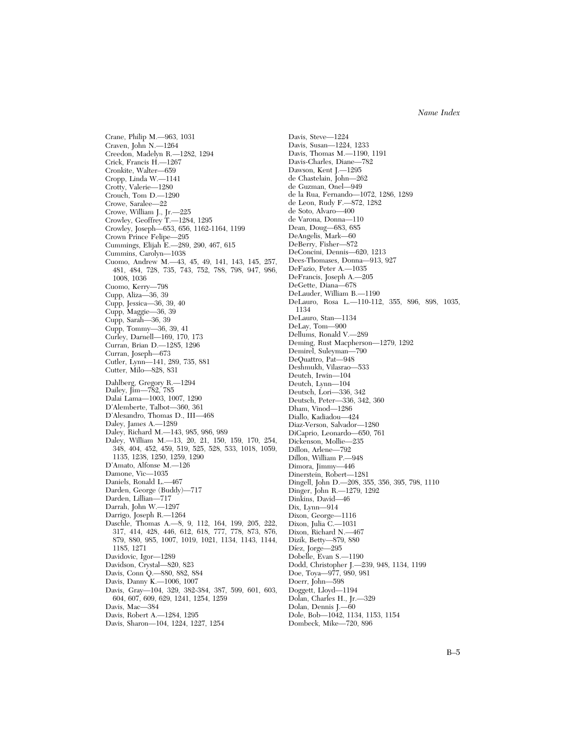Crane, Philip M.—963, 1031
Craven, John N.—1264
Creedon, Madelyn R.—1282, 1294
Crick, Francis H.—1267
Cronkite, Walter—659
Cropp, Linda W.—1141
Crotty, Valerie—1280
Crouch, Tom D.—1290
Crowe, Saralee—22
Crowe, William J., Jr.—225
Crowley, Geoffrey T.—1284, 1295
Crowley, Joseph—653, 656, 1162-1164, 1199
Crown Prince Felipe—295
Cummings, Elijah E.—289, 290, 467, 615
Cummins, Carolyn—1038
Cuomo, Andrew M.—43, 45, 49, 141, 143, 145, 257, 481, 484, 728, 735, 743, 752, 788, 798, 947, 986, 1008, 1036
Cuomo, Kerry—798
Cupp, Aliza—36, 39
Cupp, Jessica—36, 39, 40
Cupp, Maggie—36, 39
Cupp, Sarah—36, 39
Cupp, Tommy—36, 39, 41
Curley, Darnell—169, 170, 173
Curran, Brian D.—1285, 1296
Curran, Joseph—673
Cutler, Lynn—141, 289, 735, 881
Cutter, Milo—828, 831

Dahlberg, Gregory R.—1294
Dailey, Jim—782, 785
Dalai Lama—1003, 1007, 1290
D'Alemberte, Talbot—360, 361
D'Alesandro, Thomas D., III—468
Daley, James A.—1289
Daley, Richard M.—143, 985, 986, 989
Daley, William M.—13, 20, 21, 150, 159, 170, 254, 348, 404, 452, 459, 519, 525, 528, 533, 1018, 1059, 1135, 1238, 1250, 1259, 1290
D'Amato, Alfonse M.—126
Damone, Vic—1035
Daniels, Ronald L.—467
Darden, George (Buddy)—717
Darden, Lillian—717
Darrah, John W.—1297
Darrigo, Joseph R.—1264
Daschle, Thomas A.—8, 9, 112, 164, 199, 205, 222, 317, 414, 428, 446, 612, 618, 777, 778, 873, 876, 879, 880, 985, 1007, 1019, 1021, 1134, 1143, 1144, 1185, 1271
Davidovic, Igor—1289
Davidson, Crystal—820, 823
Davis, Conn Q.—880, 882, 884
Davis, Danny K.—1006, 1007
Davis, Gray—104, 329, 382-384, 387, 599, 601, 603, 604, 607, 609, 629, 1241, 1254, 1259
Davis, Mac—384
Davis, Robert A.—1284, 1295
Davis, Sharon—104, 1224, 1227, 1254
Davis, Steve—1224
Davis, Susan—1224, 1233
Davis, Thomas M.—1190, 1191
Davis-Charles, Diane—782
Dawson, Kent J.—1295
de Chastelain, John—262
de Guzman, Onel—949
de la Rua, Fernando—1072, 1286, 1289
de Leon, Rudy F.—872, 1282
de Soto, Alvaro—400
de Varona, Donna—110
Dean, Doug—683, 685
DeAngelis, Mark—60
DeBerry, Fisher—872
DeConcini, Dennis—620, 1213
Dees-Thomases, Donna—913, 927
DeFazio, Peter A.—1035
DeFrancis, Joseph A.—205
DeGette, Diana—678
DeLauder, William B.—1190
DeLauro, Rosa L.—110-112, 355, 896, 898, 1035, 1134
DeLauro, Stan—1134
DeLay, Tom—900
Dellums, Ronald V.—289
Deming, Rust Macpherson—1279, 1292
Demirel, Suleyman—790
DeQuattro, Pat—948
Deshmukh, Vilasrao—533
Deutch, Irwin—104
Deutch, Lynn—104
Deutsch, Lori—336, 342
Deutsch, Peter—336, 342, 360
Dham, Vinod—1286
Diallo, Kadiadou—424
Diaz-Verson, Salvador—1280
DiCaprio, Leonardo—650, 761
Dickenson, Mollie—235
Dillon, Arlene—792
Dillon, William P.—948
Dimora, Jimmy—446
Dinerstein, Robert—1281
Dingell, John D.—208, 355, 356, 395, 798, 1110
Dinger, John R.—1279, 1292
Dinkins, David—46
Dix, Lynn—914
Dixon, George—1116
Dixon, Julia C.—1031
Dixon, Richard N.—467
Dizik, Betty—879, 880
Díez, Jorge—295
Dobelle, Evan S.—1190
Dodd, Christopher J.—239, 948, 1134, 1199
Doe, Toya—977, 980, 981
Doerr, John—598
Doggett, Lloyd—1194
Dolan, Charles H., Jr.—329
Dolan, Dennis J.—60
Dole, Bob—1042, 1134, 1153, 1154
Dombeck, Mike—720, 896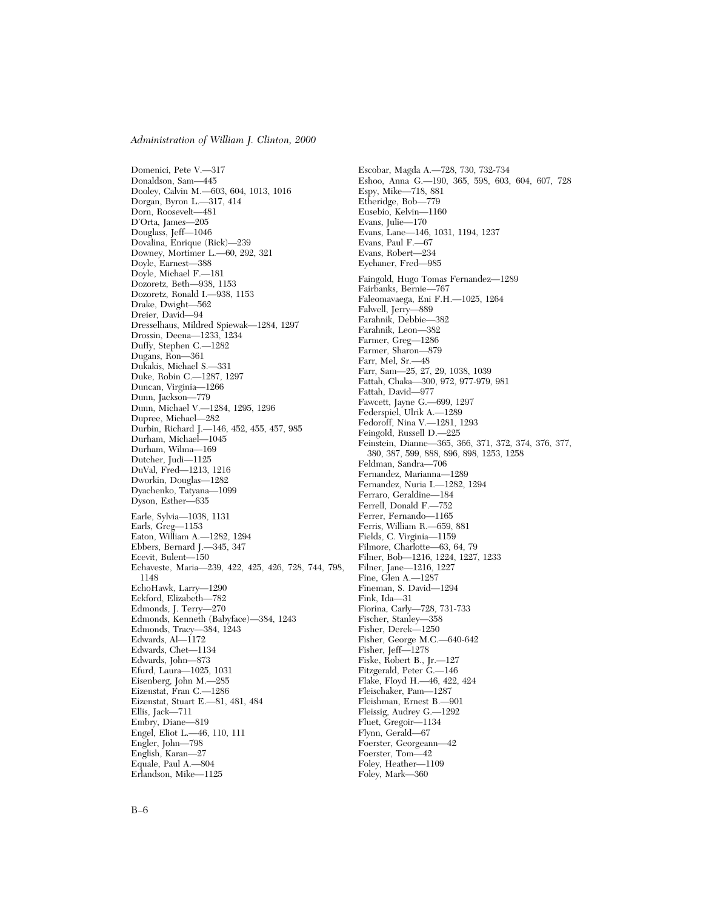Domenici, Pete V.—317
Donaldson, Sam—445
Dooley, Calvin M.—603, 604, 1013, 1016
Dorgan, Byron L.—317, 414
Dorn, Roosevelt—481
D'Orta, James—205
Douglass, Jeff—1046
Dovalina, Enrique (Rick)—239
Downey, Mortimer L.—60, 292, 321
Doyle, Earnest—388
Doyle, Michael F.—181
Dozoretz, Beth—938, 1153
Dozoretz, Ronald I.—938, 1153
Drake, Dwight—562
Dreier, David—94
Dresselhaus, Mildred Spiewak—1284, 1297
Drossin, Deena—1233, 1234
Duffy, Stephen C.—1282
Dugans, Ron—361
Dukakis, Michael S.—331
Duke, Robin C.—1287, 1297
Duncan, Virginia—1266
Dunn, Jackson—779
Dunn, Michael V.—1284, 1295, 1296
Dupree, Michael—282
Durbin, Richard J.—146, 452, 455, 457, 985
Durham, Michael—1045
Durham, Wilma—169
Dutcher, Judi—1125
DuVal, Fred—1213, 1216
Dworkin, Douglas—1282
Dyachenko, Tatyana—1099
Dyson, Esther—635

Earle, Sylvia—1038, 1131
Earls, Greg—1153
Eaton, William A.—1282, 1294
Ebbers, Bernard J.—345, 347
Ecevit, Bulent—150
Echaveste, Maria—239, 422, 425, 426, 728, 744, 798, 1148
EchoHawk, Larry—1290
Eckford, Elizabeth—782
Edmonds, J. Terry—270
Edmonds, Kenneth (Babyface)—384, 1243
Edmonds, Tracy—384, 1243
Edwards, Al—1172
Edwards, Chet—1134
Edwards, John—873
Efurd, Laura—1025, 1031
Eisenberg, John M.—285
Eizenstat, Fran C.—1286
Eizenstat, Stuart E.—81, 481, 484
Ellis, Jack—711
Embry, Diane—819
Engel, Eliot L.—46, 110, 111
Engler, John—798
English, Karan—27
Equale, Paul A.—804
Erlandson, Mike—1125
Escobar, Magda A.—728, 730, 732-734
Eshoo, Anna G.—190, 365, 598, 603, 604, 607, 728
Espy, Mike—718, 881
Etheridge, Bob—779
Eusebio, Kelvin—1160
Evans, Julie—170
Evans, Lane—146, 1031, 1194, 1237
Evans, Paul F.—67
Evans, Robert—234
Eychaner, Fred—985

Faingold, Hugo Tomas Fernandez—1289
Fairbanks, Bernie—767
Faleomavaega, Eni F.H.—1025, 1264
Falwell, Jerry—889
Farahnik, Debbie—382
Farahnik, Leon—382
Farmer, Greg—1286
Farmer, Sharon—879
Farr, Mel, Sr.—48
Farr, Sam—25, 27, 29, 1038, 1039
Fattah, Chaka—300, 972, 977-979, 981
Fattah, David—977
Fawcett, Jayne G.—699, 1297
Federspiel, Ulrik A.—1289
Fedoroff, Nina V.—1281, 1293
Feingold, Russell D.—225
Feinstein, Dianne—365, 366, 371, 372, 374, 376, 377, 380, 387, 599, 888, 896, 898, 1253, 1258
Feldman, Sandra—706
Fernandez, Marianna—1289
Fernandez, Nuria I.—1282, 1294
Ferraro, Geraldine—184
Ferrell, Donald F.—752
Ferrer, Fernando—1165
Ferris, William R.—659, 881
Fields, C. Virginia—1159
Filmore, Charlotte—63, 64, 79
Filner, Bob—1216, 1224, 1227, 1233
Filner, Jane—1216, 1227
Fine, Glen A.—1287
Fineman, S. David—1294
Fink, Ida—31
Fiorina, Carly—728, 731-733
Fischer, Stanley—358
Fisher, Derek—1250
Fisher, George M.C.—640-642
Fisher, Jeff—1278
Fiske, Robert B., Jr.—127
Fitzgerald, Peter G.—146
Flake, Floyd H.—46, 422, 424
Fleischaker, Pam—1287
Fleishman, Ernest B.—901
Fleissig, Audrey G.—1292
Fluet, Gregoir—1134
Flynn, Gerald—67
Foerster, Georgeann—42
Foerster, Tom—42
Foley, Heather—1109
Foley, Mark—360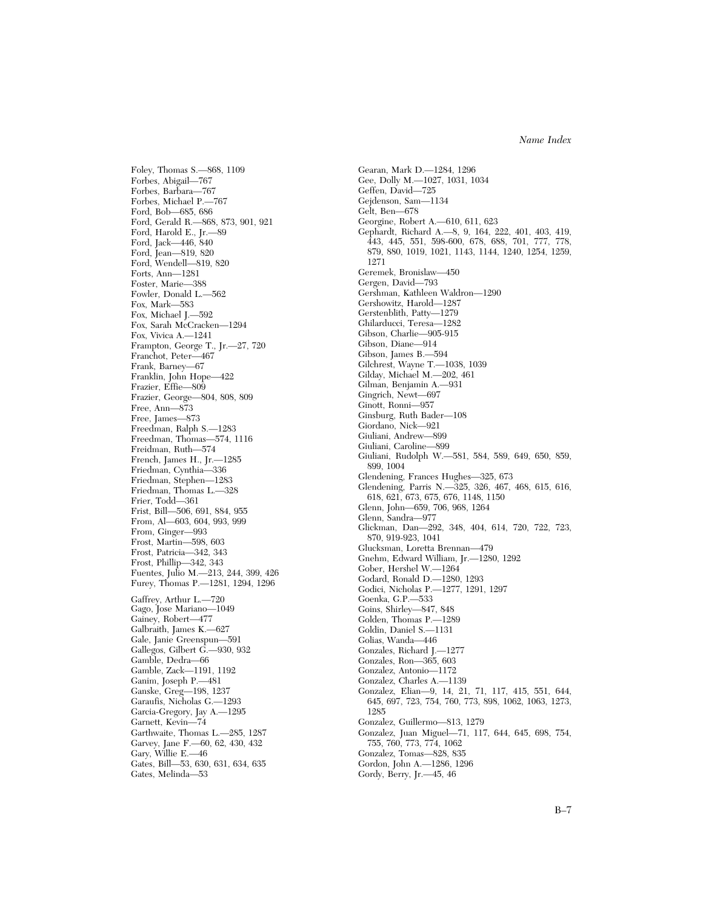Foley, Thomas S.—868, 1109
Forbes, Abigail—767
Forbes, Barbara—767
Forbes, Michael P.—767
Ford, Bob—685, 686
Ford, Gerald R.—868, 873, 901, 921
Ford, Harold E., Jr.—89
Ford, Jack—446, 840
Ford, Jean—819, 820
Ford, Wendell—819, 820
Forts, Ann—1281
Foster, Marie—388
Fowler, Donald L.—562
Fox, Mark—583
Fox, Michael J.—592
Fox, Sarah McCracken—1294
Fox, Vivica A.—1241
Frampton, George T., Jr.—27, 720
Franchot, Peter—467
Frank, Barney—67
Franklin, John Hope—422
Frazier, Effie—809
Frazier, George—804, 808, 809
Free, Ann—873
Free, James—873
Freedman, Ralph S.—1283
Freedman, Thomas—574, 1116
Freidman, Ruth—574
French, James H., Jr.—1285
Friedman, Cynthia—336
Friedman, Stephen—1283
Friedman, Thomas L.—328
Frier, Todd—361
Frist, Bill—506, 691, 884, 955
From, Al—603, 604, 993, 999
From, Ginger—993
Frost, Martin—598, 603
Frost, Patricia—342, 343
Frost, Phillip—342, 343
Fuentes, Julio M.—213, 244, 399, 426
Furey, Thomas P.—1281, 1294, 1296

Gaffrey, Arthur L.—720
Gago, Jose Mariano—1049
Gainey, Robert—477
Galbraith, James K.—627
Gale, Janie Greenspun—591
Gallegos, Gilbert G.—930, 932
Gamble, Dedra—66
Gamble, Zack—1191, 1192
Ganim, Joseph P.—481
Ganske, Greg—198, 1237
Garaufis, Nicholas G.—1293
Garcia-Gregory, Jay A.—1295
Garnett, Kevin—74
Garthwaite, Thomas L.—285, 1287
Garvey, Jane F.—60, 62, 430, 432
Gary, Willie E.—46
Gates, Bill—53, 630, 631, 634, 635
Gates, Melinda—53
Gearan, Mark D.—1284, 1296
Gee, Dolly M.—1027, 1031, 1034
Geffen, David—725
Gejdenson, Sam—1134
Gelt, Ben—678
Georgine, Robert A.—610, 611, 623
Gephardt, Richard A.—8, 9, 164, 222, 401, 403, 419, 443, 445, 551, 598-600, 678, 688, 701, 777, 778, 879, 880, 1019, 1021, 1143, 1144, 1240, 1254, 1259, 1271
Geremek, Bronislaw—450
Gergen, David—793
Gershman, Kathleen Waldron—1290
Gershowitz, Harold—1287
Gerstenblith, Patty—1279
Ghilarducci, Teresa—1282
Gibson, Charlie—905-915
Gibson, Diane—914
Gibson, James B.—594
Gilchrest, Wayne T.—1038, 1039
Gilday, Michael M.—202, 461
Gilman, Benjamin A.—931
Gingrich, Newt—697
Ginott, Ronni—957
Ginsburg, Ruth Bader—108
Giordano, Nick—921
Giuliani, Andrew—899
Giuliani, Caroline—899
Giuliani, Rudolph W.—581, 584, 589, 649, 650, 859, 899, 1004
Glendening, Frances Hughes—325, 673
Glendening, Parris N.—325, 326, 467, 468, 615, 616, 618, 621, 673, 675, 676, 1148, 1150
Glenn, John—659, 706, 968, 1264
Glenn, Sandra—977
Glickman, Dan—292, 348, 404, 614, 720, 722, 723, 870, 919-923, 1041
Glucksman, Loretta Brennan—479
Gnehm, Edward William, Jr.—1280, 1292
Gober, Hershel W.—1264
Godard, Ronald D.—1280, 1293
Godici, Nicholas P.—1277, 1291, 1297
Goenka, G.P.—533
Goins, Shirley—847, 848
Golden, Thomas P.—1289
Goldin, Daniel S.—1131
Golias, Wanda—446
Gonzales, Richard J.—1277
Gonzales, Ron—365, 603
Gonzalez, Antonio—1172
Gonzalez, Charles A.—1139
Gonzalez, Elian—9, 14, 21, 71, 117, 415, 551, 644, 645, 697, 723, 754, 760, 773, 898, 1062, 1063, 1273, 1285
Gonzalez, Guillermo—813, 1279
Gonzalez, Juan Miguel—71, 117, 644, 645, 698, 754, 755, 760, 773, 774, 1062
Gonzalez, Tomas—828, 835
Gordon, John A.—1286, 1296
Gordy, Berry, Jr.—45, 46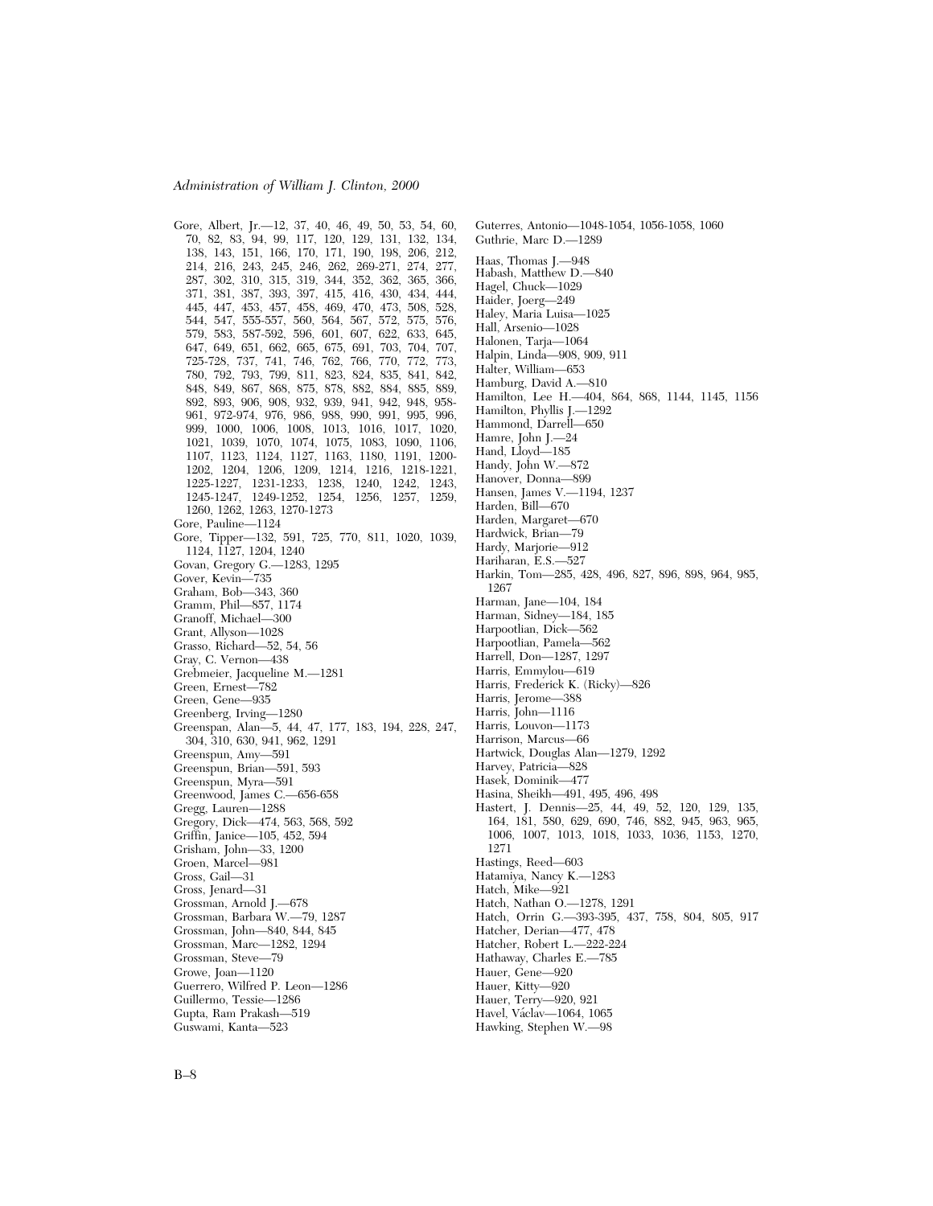Gore, Albert, Jr.—12, 37, 40, 46, 49, 50, 53, 54, 60, 70, 82, 83, 94, 99, 117, 120, 129, 131, 132, 134, 138, 143, 151, 166, 170, 171, 190, 198, 206, 212, 214, 216, 243, 245, 246, 262, 269-271, 274, 277, 287, 302, 310, 315, 319, 344, 352, 362, 365, 366, 371, 381, 387, 393, 397, 415, 416, 430, 434, 444, 445, 447, 453, 457, 458, 469, 470, 473, 508, 528, 544, 547, 555-557, 560, 564, 567, 572, 575, 576, 579, 583, 587-592, 596, 601, 607, 622, 633, 645, 647, 649, 651, 662, 665, 675, 691, 703, 704, 707, 725-728, 737, 741, 746, 762, 766, 770, 772, 773, 780, 792, 793, 799, 811, 823, 824, 835, 841, 842, 848, 849, 867, 868, 875, 878, 882, 884, 885, 889, 892, 893, 906, 908, 932, 939, 941, 942, 948, 958-961, 972-974, 976, 986, 988, 990, 991, 995, 996, 999, 1000, 1006, 1008, 1013, 1016, 1017, 1020, 1021, 1039, 1070, 1074, 1075, 1083, 1090, 1106, 1107, 1123, 1124, 1127, 1163, 1180, 1191, 1200-1202, 1204, 1206, 1209, 1214, 1216, 1218-1221, 1225-1227, 1231-1233, 1238, 1240, 1242, 1243, 1245-1247, 1249-1252, 1254, 1256, 1257, 1259, 1260, 1262, 1263, 1270-1273
Gore, Pauline—1124
Gore, Tipper—132, 591, 725, 770, 811, 1020, 1039, 1124, 1127, 1204, 1240
Govan, Gregory G.—1283, 1295
Gover, Kevin—735
Graham, Bob—343, 360
Gramm, Phil—857, 1174
Granoff, Michael—300
Grant, Allyson—1028
Grasso, Richard—52, 54, 56
Gray, C. Vernon—438
Grebmeier, Jacqueline M.—1281
Green, Ernest—782
Green, Gene—935
Greenberg, Irving—1280
Greenspan, Alan—5, 44, 47, 177, 183, 194, 228, 247, 304, 310, 630, 941, 962, 1291
Greenspun, Amy—591
Greenspun, Brian—591, 593
Greenspun, Myra—591
Greenwood, James C.—656-658
Gregg, Lauren—1288
Gregory, Dick—474, 563, 568, 592
Griffin, Janice—105, 452, 594
Grisham, John—33, 1200
Groen, Marcel—981
Gross, Gail—31
Gross, Jenard—31
Grossman, Arnold J.—678
Grossman, Barbara W.—79, 1287
Grossman, John—840, 844, 845
Grossman, Marc—1282, 1294
Grossman, Steve—79
Growe, Joan—1120
Guerrero, Wilfred P. Leon—1286
Guillermo, Tessie—1286
Gupta, Ram Prakash—519
Guswami, Kanta—523
Guterres, Antonio—1048-1054, 1056-1058, 1060
Guthrie, Marc D.—1289
Haas, Thomas J.—948
Habash, Matthew D.—840
Hagel, Chuck—1029
Haider, Joerg—249
Haley, Maria Luisa—1025
Hall, Arsenio—1028
Halonen, Tarja—1064
Halpin, Linda—908, 909, 911
Halter, William—653
Hamburg, David A.—810
Hamilton, Lee H.—404, 864, 868, 1144, 1145, 1156
Hamilton, Phyllis J.—1292
Hammond, Darrell—650
Hamre, John J.—24
Hand, Lloyd—185
Handy, John W.—872
Hanover, Donna—899
Hansen, James V.—1194, 1237
Harden, Bill—670
Harden, Margaret—670
Hardwick, Brian—79
Hardy, Marjorie—912
Hariharan, E.S.—527
Harkin, Tom—285, 428, 496, 827, 896, 898, 964, 985, 1267
Harman, Jane—104, 184
Harman, Sidney—184, 185
Harpootlian, Dick—562
Harpootlian, Pamela—562
Harrell, Don—1287, 1297
Harris, Emmylou—619
Harris, Frederick K. (Ricky)—826
Harris, Jerome—388
Harris, John—1116
Harris, Louvon—1173
Harrison, Marcus—66
Hartwick, Douglas Alan—1279, 1292
Harvey, Patricia—828
Hasek, Dominik—477
Hasina, Sheikh—491, 495, 496, 498
Hastert, J. Dennis—25, 44, 49, 52, 120, 129, 135, 164, 181, 580, 629, 690, 746, 882, 945, 963, 965, 1006, 1007, 1013, 1018, 1033, 1036, 1153, 1270, 1271
Hastings, Reed—603
Hatamiya, Nancy K.—1283
Hatch, Mike—921
Hatch, Nathan O.—1278, 1291
Hatch, Orrin G.—393-395, 437, 758, 804, 805, 917
Hatcher, Derian—477, 478
Hatcher, Robert L.—222-224
Hathaway, Charles E.—785
Hauer, Gene—920
Hauer, Kitty—920
Hauer, Terry—920, 921
Havel, Václav—1064, 1065
Hawking, Stephen W.—98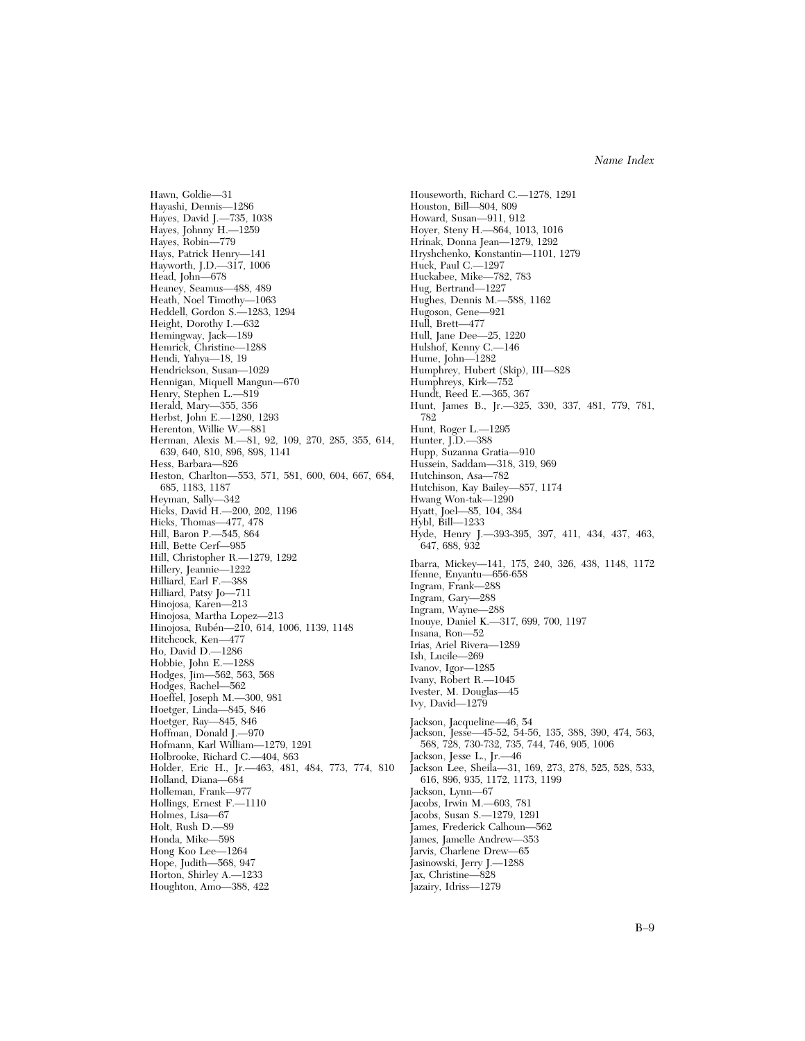Hawn, Goldie—31
Hayashi, Dennis—1286
Hayes, David J.—735, 1038
Hayes, Johnny H.—1259
Hayes, Robin—779
Hays, Patrick Henry—141
Hayworth, J.D.—317, 1006
Head, John—678
Heaney, Seamus—488, 489
Heath, Noel Timothy—1063
Heddell, Gordon S.—1283, 1294
Height, Dorothy I.—632
Hemingway, Jack—189
Hemrick, Christine—1288
Hendi, Yahya—18, 19
Hendrickson, Susan—1029
Hennigan, Miquell Mangun—670
Henry, Stephen L.—819
Herald, Mary—355, 356
Herbst, John E.—1280, 1293
Herenton, Willie W.—881
Herman, Alexis M.—81, 92, 109, 270, 285, 355, 614, 639, 640, 810, 896, 898, 1141
Hess, Barbara—826
Heston, Charlton—553, 571, 581, 600, 604, 667, 684, 685, 1183, 1187
Heyman, Sally—342
Hicks, David H.—200, 202, 1196
Hicks, Thomas—477, 478
Hill, Baron P.—545, 864
Hill, Bette Cerf—985
Hill, Christopher R.—1279, 1292
Hillery, Jeannie—1222
Hilliard, Earl F.—388
Hilliard, Patsy Jo—711
Hinojosa, Karen—213
Hinojosa, Martha Lopez—213
Hinojosa, Rubén—210, 614, 1006, 1139, 1148
Hitchcock, Ken—477
Ho, David D.—1286
Hobbie, John E.—1288
Hodges, Jim—562, 563, 568
Hodges, Rachel—562
Hoeffel, Joseph M.—300, 981
Hoetger, Linda—845, 846
Hoetger, Ray—845, 846
Hoffman, Donald J.—970
Hofmann, Karl William—1279, 1291
Holbrooke, Richard C.—404, 863
Holder, Eric H., Jr.—463, 481, 484, 773, 774, 810
Holland, Diana—684
Holleman, Frank—977
Hollings, Ernest F.—1110
Holmes, Lisa—67
Holt, Rush D.—89
Honda, Mike—598
Hong Koo Lee—1264
Hope, Judith—568, 947
Horton, Shirley A.—1233
Houghton, Amo—388, 422
Houseworth, Richard C.—1278, 1291
Houston, Bill—804, 809
Howard, Susan—911, 912
Hoyer, Steny H.—864, 1013, 1016
Hrinak, Donna Jean—1279, 1292
Hryshchenko, Konstantin—1101, 1279
Huck, Paul C.—1297
Huckabee, Mike—782, 783
Hug, Bertrand—1227
Hughes, Dennis M.—588, 1162
Hugoson, Gene—921
Hull, Brett—477
Hull, Jane Dee—25, 1220
Hulshof, Kenny C.—146
Hume, John—1282
Humphrey, Hubert (Skip), III—828
Humphreys, Kirk—752
Hundt, Reed E.—365, 367
Hunt, James B., Jr.—325, 330, 337, 481, 779, 781, 782
Hunt, Roger L.—1295
Hunter, J.D.—388
Hupp, Suzanna Gratia—910
Hussein, Saddam—318, 319, 969
Hutchinson, Asa—782
Hutchison, Kay Bailey—857, 1174
Hwang Won-tak—1290
Hyatt, Joel—85, 104, 384
Hybl, Bill—1233
Hyde, Henry J.—393-395, 397, 411, 434, 437, 463, 647, 688, 932

Ibarra, Mickey—141, 175, 240, 326, 438, 1148, 1172
Ifenne, Enyantu—656-658
Ingram, Frank—288
Ingram, Gary—288
Ingram, Wayne—288
Inouye, Daniel K.—317, 699, 700, 1197
Insana, Ron—52
Irias, Ariel Rivera—1289
Ish, Lucile—269
Ivanov, Igor—1285
Ivany, Robert R.—1045
Ivester, M. Douglas—45
Ivy, David—1279

Jackson, Jacqueline—46, 54
Jackson, Jesse—45-52, 54-56, 135, 388, 390, 474, 563, 568, 728, 730-732, 735, 744, 746, 905, 1006
Jackson, Jesse L., Jr.—46
Jackson Lee, Sheila—31, 169, 273, 278, 525, 528, 533, 616, 896, 935, 1172, 1173, 1199
Jackson, Lynn—67
Jacobs, Irwin M.—603, 781
Jacobs, Susan S.—1279, 1291
James, Frederick Calhoun—562
James, Jamelle Andrew—353
Jarvis, Charlene Drew—65
Jasinowski, Jerry J.—1288
Jax, Christine—828
Jazairy, Idriss—1279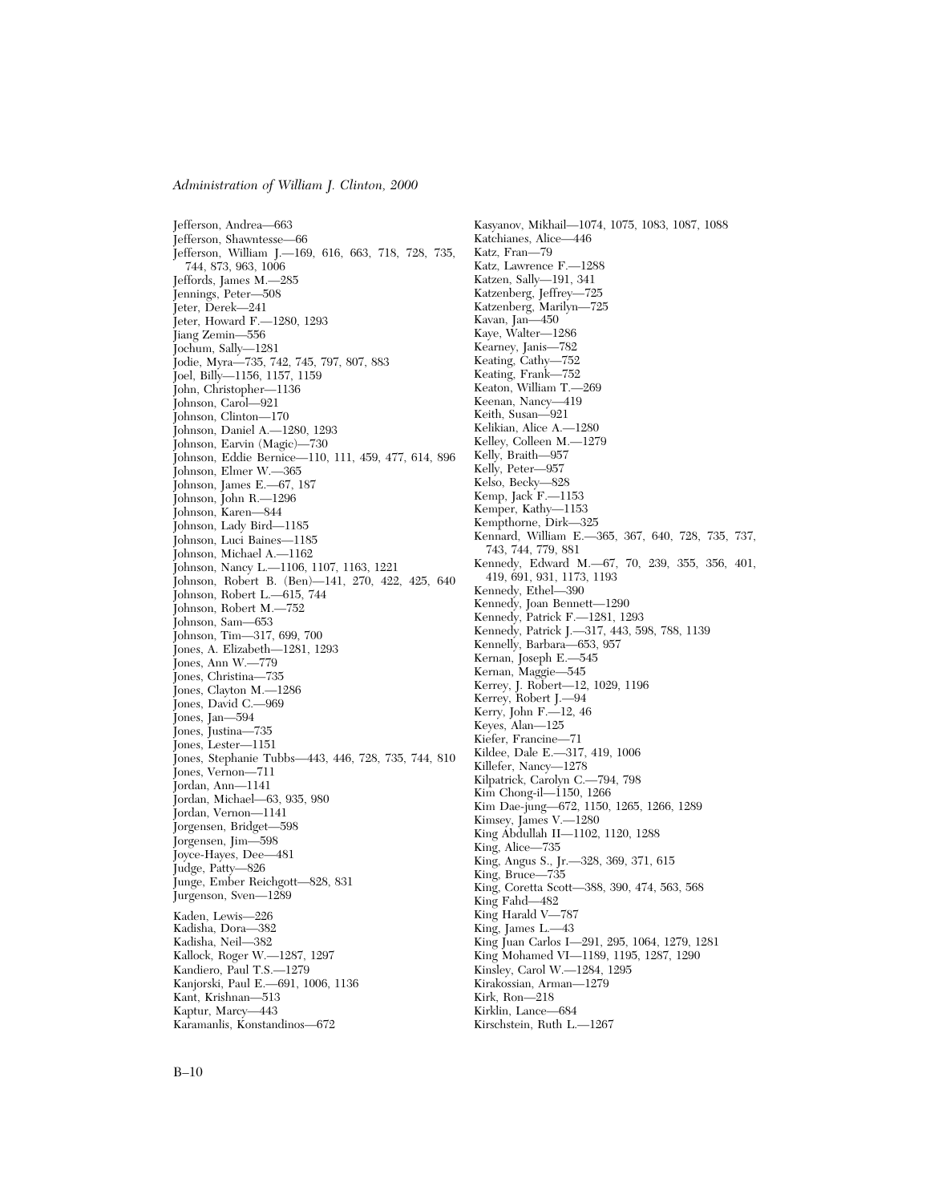Jefferson, Andrea—663
Jefferson, Shawntesse—66
Jefferson, William J.—169, 616, 663, 718, 728, 735, 744, 873, 963, 1006
Jeffords, James M.—285
Jennings, Peter—508
Jeter, Derek—241
Jeter, Howard F.—1280, 1293
Jiang Zemin—556
Jochum, Sally—1281
Jodie, Myra—735, 742, 745, 797, 807, 883
Joel, Billy—1156, 1157, 1159
John, Christopher—1136
Johnson, Carol—921
Johnson, Clinton—170
Johnson, Daniel A.—1280, 1293
Johnson, Earvin (Magic)—730
Johnson, Eddie Bernice—110, 111, 459, 477, 614, 896
Johnson, Elmer W.—365
Johnson, James E.—67, 187
Johnson, John R.—1296
Johnson, Karen—844
Johnson, Lady Bird—1185
Johnson, Luci Baines—1185
Johnson, Michael A.—1162
Johnson, Nancy L.—1106, 1107, 1163, 1221
Johnson, Robert B. (Ben)—141, 270, 422, 425, 640
Johnson, Robert L.—615, 744
Johnson, Robert M.—752
Johnson, Sam—653
Johnson, Tim—317, 699, 700
Jones, A. Elizabeth—1281, 1293
Jones, Ann W.—779
Jones, Christina—735
Jones, Clayton M.—1286
Jones, David C.—969
Jones, Jan—594
Jones, Justina—735
Jones, Lester—1151
Jones, Stephanie Tubbs—443, 446, 728, 735, 744, 810
Jones, Vernon—711
Jordan, Ann—1141
Jordan, Michael—63, 935, 980
Jordan, Vernon—1141
Jorgensen, Bridget—598
Jorgensen, Jim—598
Joyce-Hayes, Dee—481
Judge, Patty—826
Junge, Ember Reichgott—828, 831
Jurgenson, Sven—1289

Kaden, Lewis—226
Kadisha, Dora—382
Kadisha, Neil—382
Kallock, Roger W.—1287, 1297
Kandiero, Paul T.S.—1279
Kanjorski, Paul E.—691, 1006, 1136
Kant, Krishnan—513
Kaptur, Marcy—443
Karamanlis, Konstandinos—672
Kasyanov, Mikhail—1074, 1075, 1083, 1087, 1088
Katchianes, Alice—446
Katz, Fran—79
Katz, Lawrence F.—1288
Katzen, Sally—191, 341
Katzenberg, Jeffrey—725
Katzenberg, Marilyn—725
Kavan, Jan—450
Kaye, Walter—1286
Kearney, Janis—782
Keating, Cathy—752
Keating, Frank—752
Keaton, William T.—269
Keenan, Nancy—419
Keith, Susan—921
Kelikian, Alice A.—1280
Kelley, Colleen M.—1279
Kelly, Braith—957
Kelly, Peter—957
Kelso, Becky—828
Kemp, Jack F.—1153
Kemper, Kathy—1153
Kempthorne, Dirk—325
Kennard, William E.—365, 367, 640, 728, 735, 737, 743, 744, 779, 881
Kennedy, Edward M.—67, 70, 239, 355, 356, 401, 419, 691, 931, 1173, 1193
Kennedy, Ethel—390
Kennedy, Joan Bennett—1290
Kennedy, Patrick F.—1281, 1293
Kennedy, Patrick J.—317, 443, 598, 788, 1139
Kennelly, Barbara—653, 957
Kernan, Joseph E.—545
Kernan, Maggie—545
Kerrey, J. Robert—12, 1029, 1196
Kerrey, Robert J.—94
Kerry, John F.—12, 46
Keyes, Alan—125
Kiefer, Francine—71
Kildee, Dale E.—317, 419, 1006
Killefer, Nancy—1278
Kilpatrick, Carolyn C.—794, 798
Kim Chong-il—1150, 1266
Kim Dae-jung—672, 1150, 1265, 1266, 1289
Kimsey, James V.—1280
King Abdullah II—1102, 1120, 1288
King, Alice—735
King, Angus S., Jr.—328, 369, 371, 615
King, Bruce—735
King, Coretta Scott—388, 390, 474, 563, 568
King Fahd—482
King Harald V—787
King, James L.—43
King Juan Carlos I—291, 295, 1064, 1279, 1281
King Mohamed VI—1189, 1195, 1287, 1290
Kinsley, Carol W.—1284, 1295
Kirakossian, Arman—1279
Kirk, Ron—218
Kirklin, Lance—684
Kirschstein, Ruth L.—1267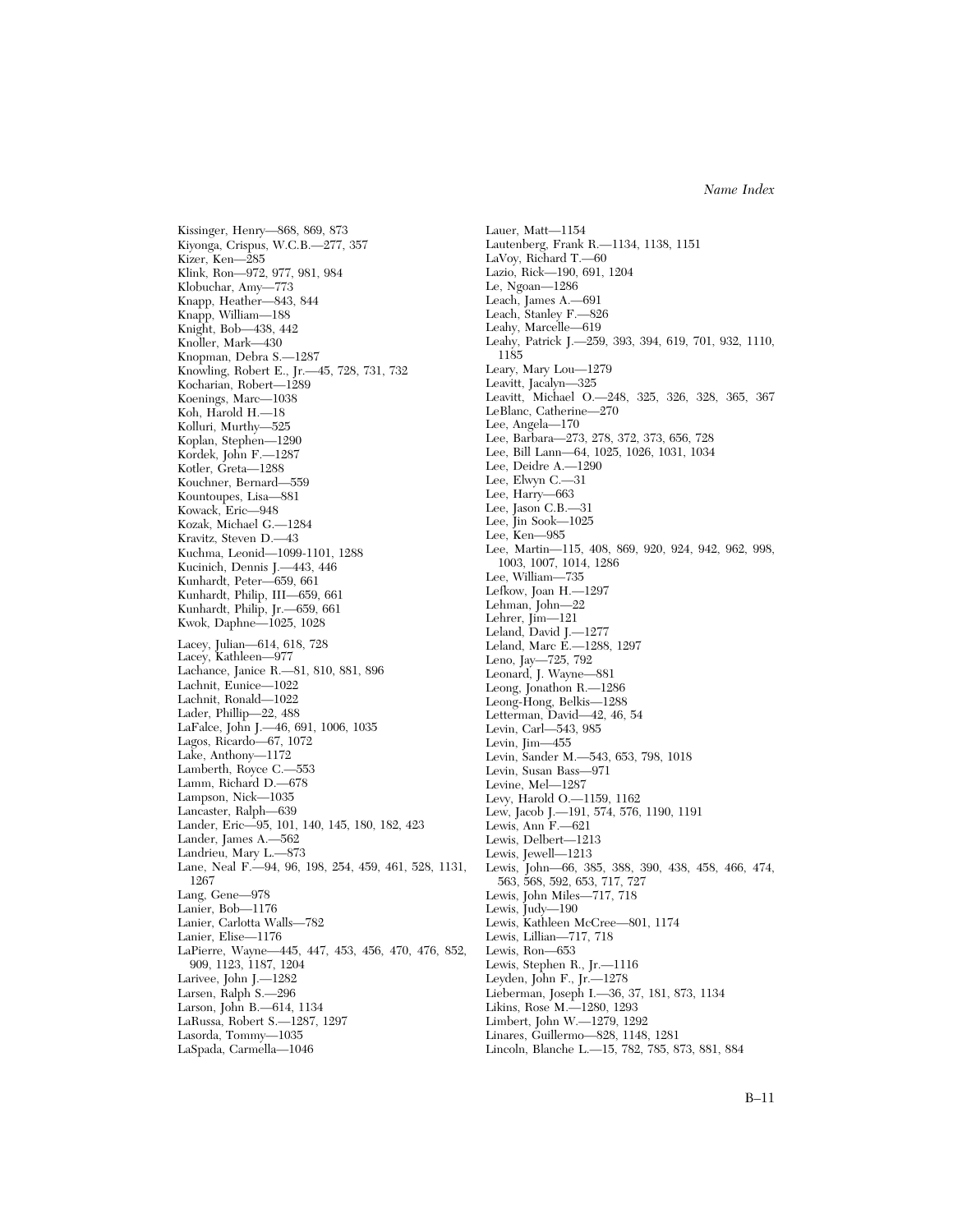Kissinger, Henry—868, 869, 873
Kiyonga, Crispus, W.C.B.—277, 357
Kizer, Ken—285
Klink, Ron—972, 977, 981, 984
Klobuchar, Amy—773
Knapp, Heather—843, 844
Knapp, William—188
Knight, Bob—438, 442
Knoller, Mark—430
Knopman, Debra S.—1287
Knowling, Robert E., Jr.—45, 728, 731, 732
Kocharian, Robert—1289
Koenings, Marc—1038
Koh, Harold H.—18
Kolluri, Murthy—525
Koplan, Stephen—1290
Kordek, John F.—1287
Kotler, Greta—1288
Kouchner, Bernard—559
Kountoupes, Lisa—881
Kowack, Eric—948
Kozak, Michael G.—1284
Kravitz, Steven D.—43
Kuchma, Leonid—1099-1101, 1288
Kucinich, Dennis J.—443, 446
Kunhardt, Peter—659, 661
Kunhardt, Philip, III—659, 661
Kunhardt, Philip, Jr.—659, 661
Kwok, Daphne—1025, 1028

Lacey, Julian—614, 618, 728
Lacey, Kathleen—977
Lachance, Janice R.—81, 810, 881, 896
Lachnit, Eunice—1022
Lachnit, Ronald—1022
Lader, Phillip—22, 488
LaFalce, John J.—46, 691, 1006, 1035
Lagos, Ricardo—67, 1072
Lake, Anthony—1172
Lamberth, Royce C.—553
Lamm, Richard D.—678
Lampson, Nick—1035
Lancaster, Ralph—639
Lander, Eric—95, 101, 140, 145, 180, 182, 423
Lander, James A.—562
Landrieu, Mary L.—873
Lane, Neal F.—94, 96, 198, 254, 459, 461, 528, 1131, 1267
Lang, Gene—978
Lanier, Bob—1176
Lanier, Carlotta Walls—782
Lanier, Elise—1176
LaPierre, Wayne—445, 447, 453, 456, 470, 476, 852, 909, 1123, 1187, 1204
Larivee, John J.—1282
Larsen, Ralph S.—296
Larson, John B.—614, 1134
LaRussa, Robert S.—1287, 1297
Lasorda, Tommy—1035
LaSpada, Carmella—1046
Lauer, Matt—1154
Lautenberg, Frank R.—1134, 1138, 1151
LaVoy, Richard T.—60
Lazio, Rick—190, 691, 1204
Le, Ngoan—1286
Leach, James A.—691
Leach, Stanley F.—826
Leahy, Marcelle—619
Leahy, Patrick J.—259, 393, 394, 619, 701, 932, 1110, 1185
Leary, Mary Lou—1279
Leavitt, Jacalyn—325
Leavitt, Michael O.—248, 325, 326, 328, 365, 367
LeBlanc, Catherine—270
Lee, Angela—170
Lee, Barbara—273, 278, 372, 373, 656, 728
Lee, Bill Lann—64, 1025, 1026, 1031, 1034
Lee, Deidre A.—1290
Lee, Elwyn C.—31
Lee, Harry—663
Lee, Jason C.B.—31
Lee, Jin Sook—1025
Lee, Ken—985
Lee, Martin—115, 408, 869, 920, 924, 942, 962, 998, 1003, 1007, 1014, 1286
Lee, William—735
Lefkow, Joan H.—1297
Lehman, John—22
Lehrer, Jim—121
Leland, David J.—1277
Leland, Marc E.—1288, 1297
Leno, Jay—725, 792
Leonard, J. Wayne—881
Leong, Jonathon R.—1286
Leong-Hong, Belkis—1288
Letterman, David—42, 46, 54
Levin, Carl—543, 985
Levin, Jim—455
Levin, Sander M.—543, 653, 798, 1018
Levin, Susan Bass—971
Levine, Mel—1287
Levy, Harold O.—1159, 1162
Lew, Jacob J.—191, 574, 576, 1190, 1191
Lewis, Ann F.—621
Lewis, Delbert—1213
Lewis, Jewell—1213
Lewis, John—66, 385, 388, 390, 438, 458, 466, 474, 563, 568, 592, 653, 717, 727
Lewis, John Miles—717, 718
Lewis, Judy—190
Lewis, Kathleen McCree—801, 1174
Lewis, Lillian—717, 718
Lewis, Ron—653
Lewis, Stephen R., Jr.—1116
Leyden, John F., Jr.—1278
Lieberman, Joseph I.—36, 37, 181, 873, 1134
Likins, Rose M.—1280, 1293
Limbert, John W.—1279, 1292
Linares, Guillermo—828, 1148, 1281
Lincoln, Blanche L.—15, 782, 785, 873, 881, 884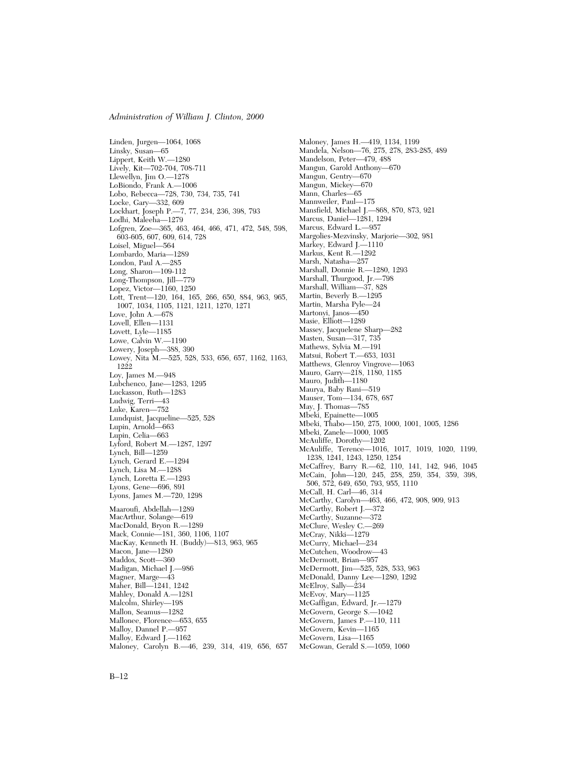Linden, Jurgen—1064, 1068
Linsky, Susan—65
Lippert, Keith W.—1280
Lively, Kit—702-704, 708-711
Llewellyn, Jim O.—1278
LoBiondo, Frank A.—1006
Lobo, Rebecca—728, 730, 734, 735, 741
Locke, Gary—332, 609
Lockhart, Joseph P.—7, 77, 234, 236, 398, 793
Lodhi, Maleeha—1279
Lofgren, Zoe—365, 463, 464, 466, 471, 472, 548, 598, 603-605, 607, 609, 614, 728
Loisel, Miguel—564
Lombardo, Maria—1289
London, Paul A.—285
Long, Sharon—109-112
Long-Thompson, Jill—779
Lopez, Victor—1160, 1250
Lott, Trent—120, 164, 165, 266, 650, 884, 963, 965, 1007, 1034, 1105, 1121, 1211, 1270, 1271
Love, John A.—678
Lovell, Ellen—1131
Lovett, Lyle—1185
Lowe, Calvin W.—1190
Lowery, Joseph—388, 390
Lowey, Nita M.—525, 528, 533, 656, 657, 1162, 1163, 1222
Loy, James M.—948
Lubchenco, Jane—1283, 1295
Luckasson, Ruth—1283
Ludwig, Terri—43
Luke, Karen—752
Lundquist, Jacqueline—525, 528
Lupin, Arnold—663
Lupin, Celia—663
Lyford, Robert M.—1287, 1297
Lynch, Bill—1259
Lynch, Gerard E.—1294
Lynch, Lisa M.—1288
Lynch, Loretta E.—1293
Lyons, Gene—696, 891
Lyons, James M.—720, 1298

Maaroufi, Abdellah—1289
MacArthur, Solange—619
MacDonald, Bryon R.—1289
Mack, Connie—181, 360, 1106, 1107
MacKay, Kenneth H. (Buddy)—813, 963, 965
Macon, Jane—1280
Maddox, Scott—360
Madigan, Michael J.—986
Magner, Marge—43
Maher, Bill—1241, 1242
Mahley, Donald A.—1281
Malcolm, Shirley—198
Mallon, Seamus—1282
Mallonee, Florence—653, 655
Malloy, Dannel P.—957
Malloy, Edward J.—1162
Maloney, Carolyn B.—46, 239, 314, 419, 656, 657
Maloney, James H.—419, 1134, 1199
Mandela, Nelson—76, 275, 278, 283-285, 489
Mandelson, Peter—479, 488
Mangun, Garold Anthony—670
Mangun, Gentry—670
Mangun, Mickey—670
Mann, Charles—65
Mannweiler, Paul—175
Mansfield, Michael J.—868, 870, 873, 921
Marcus, Daniel—1281, 1294
Marcus, Edward L.—957
Margolies-Mezvinsky, Marjorie—302, 981
Markey, Edward J.—1110
Markus, Kent R.—1292
Marsh, Natasha—257
Marshall, Donnie R.—1280, 1293
Marshall, Thurgood, Jr.—798
Marshall, William—37, 828
Martin, Beverly B.—1295
Martin, Marsha Pyle—24
Martonyi, Janos—450
Masie, Elliott—1289
Massey, Jacquelene Sharp—282
Masten, Susan—317, 735
Mathews, Sylvia M.—191
Matsui, Robert T.—653, 1031
Matthews, Glenroy Vingrove—1063
Mauro, Garry—218, 1180, 1185
Mauro, Judith—1180
Maurya, Baby Rani—519
Mauser, Tom—134, 678, 687
May, J. Thomas—785
Mbeki, Epainette—1005
Mbeki, Thabo—150, 275, 1000, 1001, 1005, 1286
Mbeki, Zanele—1000, 1005
McAuliffe, Dorothy—1202
McAuliffe, Terence—1016, 1017, 1019, 1020, 1199, 1238, 1241, 1243, 1250, 1254
McCaffrey, Barry R.—62, 110, 141, 142, 946, 1045
McCain, John—120, 245, 258, 259, 354, 359, 398, 506, 572, 649, 650, 793, 955, 1110
McCall, H. Carl—46, 314
McCarthy, Carolyn—463, 466, 472, 908, 909, 913
McCarthy, Robert J.—372
McCarthy, Suzanne—372
McClure, Wesley C.—269
McCray, Nikki—1279
McCurry, Michael—234
McCutchen, Woodrow—43
McDermott, Brian—957
McDermott, Jim—525, 528, 533, 963
McDonald, Danny Lee—1280, 1292
McElroy, Sally—234
McEvoy, Mary—1125
McGaffigan, Edward, Jr.—1279
McGovern, George S.—1042
McGovern, James P.—110, 111
McGovern, Kevin—1165
McGovern, Lisa—1165
McGowan, Gerald S.—1059, 1060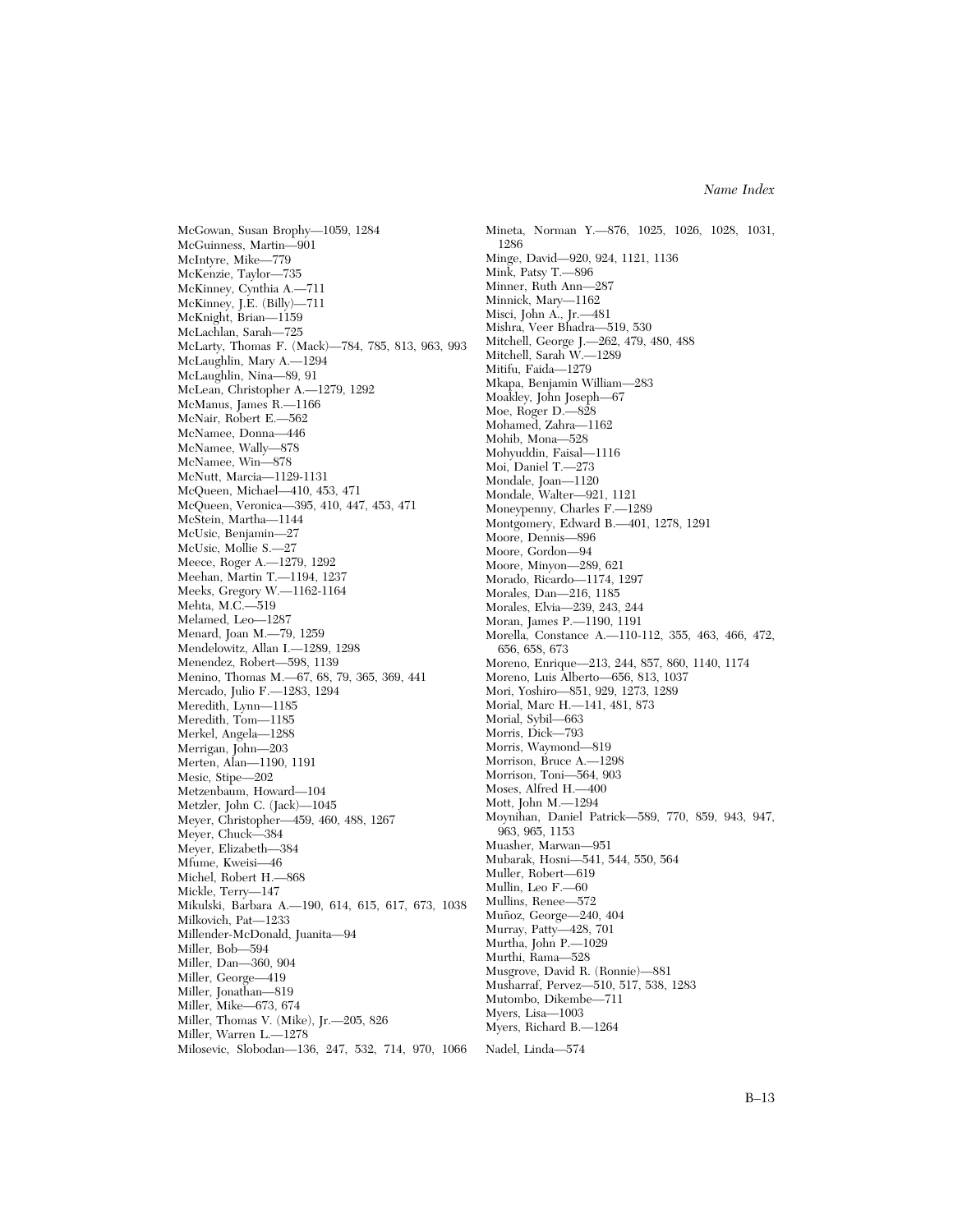McGowan, Susan Brophy—1059, 1284
McGuinness, Martin—901
McIntyre, Mike—779
McKenzie, Taylor—735
McKinney, Cynthia A.—711
McKinney, J.E. (Billy)—711
McKnight, Brian—1159
McLachlan, Sarah—725
McLarty, Thomas F. (Mack)—784, 785, 813, 963, 993
McLaughlin, Mary A.—1294
McLaughlin, Nina—89, 91
McLean, Christopher A.—1279, 1292
McManus, James R.—1166
McNair, Robert E.—562
McNamee, Donna—446
McNamee, Wally—878
McNamee, Win—878
McNutt, Marcia—1129-1131
McQueen, Michael—410, 453, 471
McQueen, Veronica—395, 410, 447, 453, 471
McStein, Martha—1144
McUsic, Benjamin—27
McUsic, Mollie S.—27
Meece, Roger A.—1279, 1292
Meehan, Martin T.—1194, 1237
Meeks, Gregory W.—1162-1164
Mehta, M.C.—519
Melamed, Leo—1287
Menard, Joan M.—79, 1259
Mendelowitz, Allan I.—1289, 1298
Menendez, Robert—598, 1139
Menino, Thomas M.—67, 68, 79, 365, 369, 441
Mercado, Julio F.—1283, 1294
Meredith, Lynn—1185
Meredith, Tom—1185
Merkel, Angela—1288
Merrigan, John—203
Merten, Alan—1190, 1191
Mesic, Stipe—202
Metzenbaum, Howard—104
Metzler, John C. (Jack)—1045
Meyer, Christopher—459, 460, 488, 1267
Meyer, Chuck—384
Meyer, Elizabeth—384
Mfume, Kweisi—46
Michel, Robert H.—868
Mickle, Terry—147
Mikulski, Barbara A.—190, 614, 615, 617, 673, 1038
Milkovich, Pat—1233
Millender-McDonald, Juanita—94
Miller, Bob—594
Miller, Dan—360, 904
Miller, George—419
Miller, Jonathan—819
Miller, Mike—673, 674
Miller, Thomas V. (Mike), Jr.—205, 826
Miller, Warren L.—1278
Milosevic, Slobodan—136, 247, 532, 714, 970, 1066
Mineta, Norman Y.—876, 1025, 1026, 1028, 1031, 1286
Minge, David—920, 924, 1121, 1136
Mink, Patsy T.—896
Minner, Ruth Ann—287
Minnick, Mary—1162
Misci, John A., Jr.—481
Mishra, Veer Bhadra—519, 530
Mitchell, George J.—262, 479, 480, 488
Mitchell, Sarah W.—1289
Mitifu, Faida—1279
Mkapa, Benjamin William—283
Moakley, John Joseph—67
Moe, Roger D.—828
Mohamed, Zahra—1162
Mohib, Mona—528
Mohyuddin, Faisal—1116
Moi, Daniel T.—273
Mondale, Joan—1120
Mondale, Walter—921, 1121
Moneypenny, Charles F.—1289
Montgomery, Edward B.—401, 1278, 1291
Moore, Dennis—896
Moore, Gordon—94
Moore, Minyon—289, 621
Morado, Ricardo—1174, 1297
Morales, Dan—216, 1185
Morales, Elvia—239, 243, 244
Moran, James P.—1190, 1191
Morella, Constance A.—110-112, 355, 463, 466, 472, 656, 658, 673
Moreno, Enrique—213, 244, 857, 860, 1140, 1174
Moreno, Luis Alberto—656, 813, 1037
Mori, Yoshiro—851, 929, 1273, 1289
Morial, Marc H.—141, 481, 873
Morial, Sybil—663
Morris, Dick—793
Morris, Waymond—819
Morrison, Bruce A.—1298
Morrison, Toni—564, 903
Moses, Alfred H.—400
Mott, John M.—1294
Moynihan, Daniel Patrick—589, 770, 859, 943, 947, 963, 965, 1153
Muasher, Marwan—951
Mubarak, Hosni—541, 544, 550, 564
Muller, Robert—619
Mullin, Leo F.—60
Mullins, Renee—572
Muñoz, George—240, 404
Murray, Patty—428, 701
Murtha, John P.—1029
Murthi, Rama—528
Musgrove, David R. (Ronnie)—881
Musharraf, Pervez—510, 517, 538, 1283
Mutombo, Dikembe—711
Myers, Lisa—1003
Myers, Richard B.—1264

Nadel, Linda—574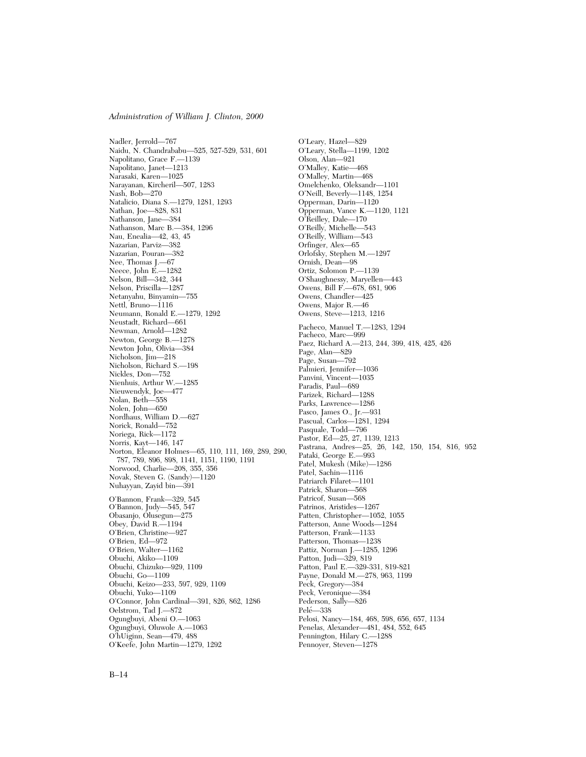Nadler, Jerrold—767
Naidu, N. Chandrababu—525, 527-529, 531, 601
Napolitano, Grace F.—1139
Napolitano, Janet—1213
Narasaki, Karen—1025
Narayanan, Kircheril—507, 1283
Nash, Bob—270
Natalicio, Diana S.—1279, 1281, 1293
Nathan, Joe—828, 831
Nathanson, Jane—384
Nathanson, Marc B.—384, 1296
Nau, Enealia—42, 43, 45
Nazarian, Parviz—382
Nazarian, Pouran—382
Nee, Thomas J.—67
Neece, John E.—1282
Nelson, Bill—342, 344
Nelson, Priscilla—1287
Netanyahu, Binyamin—755
Nettl, Bruno—1116
Neumann, Ronald E.—1279, 1292
Neustadt, Richard—661
Newman, Arnold—1282
Newton, George B.—1278
Newton John, Olivia—384
Nicholson, Jim—218
Nicholson, Richard S.—198
Nickles, Don—752
Nienhuis, Arthur W.—1285
Nieuwendyk, Joe—477
Nolan, Beth—558
Nolen, John—650
Nordhaus, William D.—627
Norick, Ronald—752
Noriega, Rick—1172
Norris, Kayt—146, 147
Norton, Eleanor Holmes—65, 110, 111, 169, 289, 290, 787, 789, 896, 898, 1141, 1151, 1190, 1191
Norwood, Charlie—208, 355, 356
Novak, Steven G. (Sandy)—1120
Nuhayyan, Zayid bin—391

O'Bannon, Frank—329, 545
O'Bannon, Judy—545, 547
Obasanjo, Olusegun—275
Obey, David R.—1194
O'Brien, Christine—927
O'Brien, Ed—972
O'Brien, Walter—1162
Obuchi, Akiko—1109
Obuchi, Chizuko—929, 1109
Obuchi, Go—1109
Obuchi, Keizo—233, 597, 929, 1109
Obuchi, Yuko—1109
O'Connor, John Cardinal—391, 826, 862, 1286
Oelstrom, Tad J.—872
Ogungbuyi, Abeni O.—1063
Ogungbuyi, Oluwole A.—1063
O'hUiginn, Sean—479, 488
O'Keefe, John Martin—1279, 1292
O'Leary, Hazel—829
O'Leary, Stella—1199, 1202
Olson, Alan—921
O'Malley, Katie—468
O'Malley, Martin—468
Omelchenko, Oleksandr—1101
O'Neill, Beverly—1148, 1254
Opperman, Darin—1120
Opperman, Vance K.—1120, 1121
O'Reilley, Dale—170
O'Reilly, Michelle—543
O'Reilly, William—543
Orfinger, Alex—65
Orlofsky, Stephen M.—1297
Ornish, Dean—98
Ortiz, Solomon P.—1139
O'Shaughnessy, Maryellen—443
Owens, Bill F.—678, 681, 906
Owens, Chandler—425
Owens, Major R.—46
Owens, Steve—1213, 1216

Pacheco, Manuel T.—1283, 1294
Pacheco, Marc—999
Paez, Richard A.—213, 244, 399, 418, 425, 426
Page, Alan—829
Page, Susan—792
Palmieri, Jennifer—1036
Panvini, Vincent—1035
Paradis, Paul—689
Parizek, Richard—1288
Parks, Lawrence—1286
Pasco, James O., Jr.—931
Pascual, Carlos—1281, 1294
Pasquale, Todd—796
Pastor, Ed—25, 27, 1139, 1213
Pastrana, Andres—25, 26, 142, 150, 154, 816, 952
Pataki, George E.—993
Patel, Mukesh (Mike)—1286
Patel, Sachin—1116
Patriarch Filaret—1101
Patrick, Sharon—568
Patricof, Susan—568
Patrinos, Aristides—1267
Patten, Christopher—1052, 1055
Patterson, Anne Woods—1284
Patterson, Frank—1133
Patterson, Thomas—1238
Pattiz, Norman J.—1285, 1296
Patton, Judi—329, 819
Patton, Paul E.—329-331, 819-821
Payne, Donald M.—278, 963, 1199
Peck, Gregory—384
Peck, Veronique—384
Pederson, Sally—826
Pelé—338
Pelosi, Nancy—184, 468, 598, 656, 657, 1134
Penelas, Alexander—481, 484, 552, 645
Pennington, Hilary C.—1288
Pennoyer, Steven—1278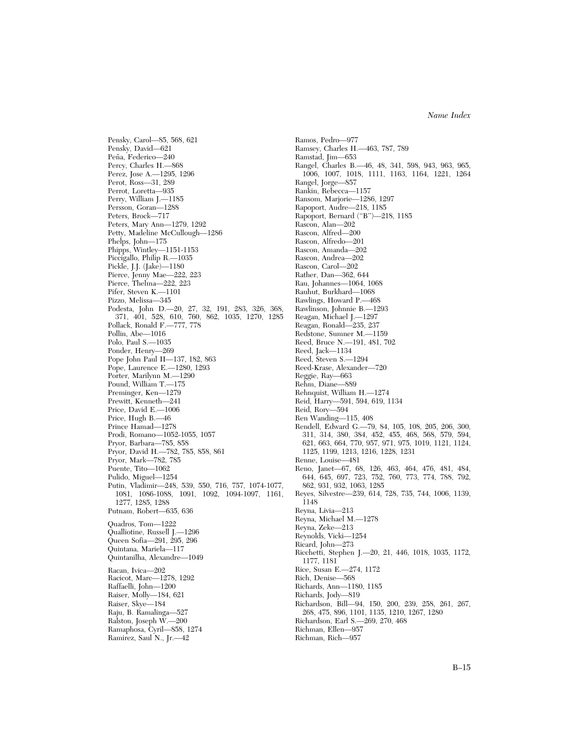Pensky, Carol—85, 568, 621
Pensky, David—621
Peña, Federico—240
Percy, Charles H.—868
Perez, Jose A.—1295, 1296
Perot, Ross—31, 289
Perrot, Loretta—935
Perry, William J.—1185
Persson, Goran—1288
Peters, Brock—717
Peters, Mary Ann—1279, 1292
Petty, Madeline McCullough—1286
Phelps, John—175
Phipps, Wintley—1151-1153
Piccigallo, Philip R.—1035
Pickle, J.J. (Jake)—1180
Pierce, Jenny Mae—222, 223
Pierce, Thelma—222, 223
Pifer, Steven K.—1101
Pizzo, Melissa—345
Podesta, John D.—20, 27, 32, 191, 283, 326, 368, 371, 401, 528, 610, 760, 862, 1035, 1270, 1285
Pollack, Ronald F.—777, 778
Pollin, Abe—1016
Polo, Paul S.—1035
Ponder, Henry—269
Pope John Paul II—137, 182, 863
Pope, Laurence E.—1280, 1293
Porter, Marilynn M.—1290
Pound, William T.—175
Preminger, Ken—1279
Prewitt, Kenneth—241
Price, David E.—1006
Price, Hugh B.—46
Prince Hamad—1278
Prodi, Romano—1052-1055, 1057
Pryor, Barbara—785, 858
Pryor, David H.—782, 785, 858, 861
Pryor, Mark—782, 785
Puente, Tito—1062
Pulido, Miguel—1254
Putin, Vladimir—248, 539, 550, 716, 757, 1074-1077, 1081, 1086-1088, 1091, 1092, 1094-1097, 1161, 1277, 1285, 1288
Putnam, Robert—635, 636

Quadros, Tom—1222
Qualliotine, Russell J.—1296
Queen Sofia—291, 295, 296
Quintana, Mariela—117
Quintanilha, Alexandre—1049

Racan, Ivica—202
Racicot, Marc—1278, 1292
Raffaelli, John—1200
Raiser, Molly—184, 621
Raiser, Skye—184
Raju, B. Ramalinga—527
Ralston, Joseph W.—200
Ramaphosa, Cyril—858, 1274
Ramirez, Saul N., Jr.—42
Ramos, Pedro—977
Ramsey, Charles H.—463, 787, 789
Ramstad, Jim—653
Rangel, Charles B.—46, 48, 341, 598, 943, 963, 965, 1006, 1007, 1018, 1111, 1163, 1164, 1221, 1264
Rangel, Jorge—857
Rankin, Rebecca—1157
Ransom, Marjorie—1286, 1297
Rapoport, Audre—218, 1185
Rapoport, Bernard ("B")—218, 1185
Rascon, Alan—202
Rascon, Alfred—200
Rascon, Alfredo—201
Rascon, Amanda—202
Rascon, Andrea—202
Rascon, Carol—202
Rather, Dan—362, 644
Rau, Johannes—1064, 1068
Rauhut, Burkhard—1068
Rawlings, Howard P.—468
Rawlinson, Johnnie B.—1293
Reagan, Michael J.—1297
Reagan, Ronald—235, 237
Redstone, Sumner M.—1159
Reed, Bruce N.—191, 481, 702
Reed, Jack—1134
Reed, Steven S.—1294
Reed-Krase, Alexander—720
Reggie, Ray—663
Rehm, Diane—889
Rehnquist, William H.—1274
Reid, Harry—591, 594, 619, 1134
Reid, Rory—594
Ren Wanding—115, 408
Rendell, Edward G.—79, 84, 105, 108, 205, 206, 300, 311, 314, 380, 384, 452, 455, 468, 568, 579, 594, 621, 663, 664, 770, 957, 971, 975, 1019, 1121, 1124, 1125, 1199, 1213, 1216, 1228, 1231
Renne, Louise—481
Reno, Janet—67, 68, 126, 463, 464, 476, 481, 484, 644, 645, 697, 723, 752, 760, 773, 774, 788, 792, 862, 931, 932, 1063, 1285
Reyes, Silvestre—239, 614, 728, 735, 744, 1006, 1139, 1148
Reyna, Livia—213
Reyna, Michael M.—1278
Reyna, Zeke—213
Reynolds, Vicki—1254
Ricard, John—273
Ricchetti, Stephen J.—20, 21, 446, 1018, 1035, 1172, 1177, 1181
Rice, Susan E.—274, 1172
Rich, Denise—568
Richards, Ann—1180, 1185
Richards, Jody—819
Richardson, Bill—94, 150, 200, 239, 258, 261, 267, 268, 475, 896, 1101, 1135, 1210, 1267, 1280
Richardson, Earl S.—269, 270, 468
Richman, Ellen—957
Richman, Rich—957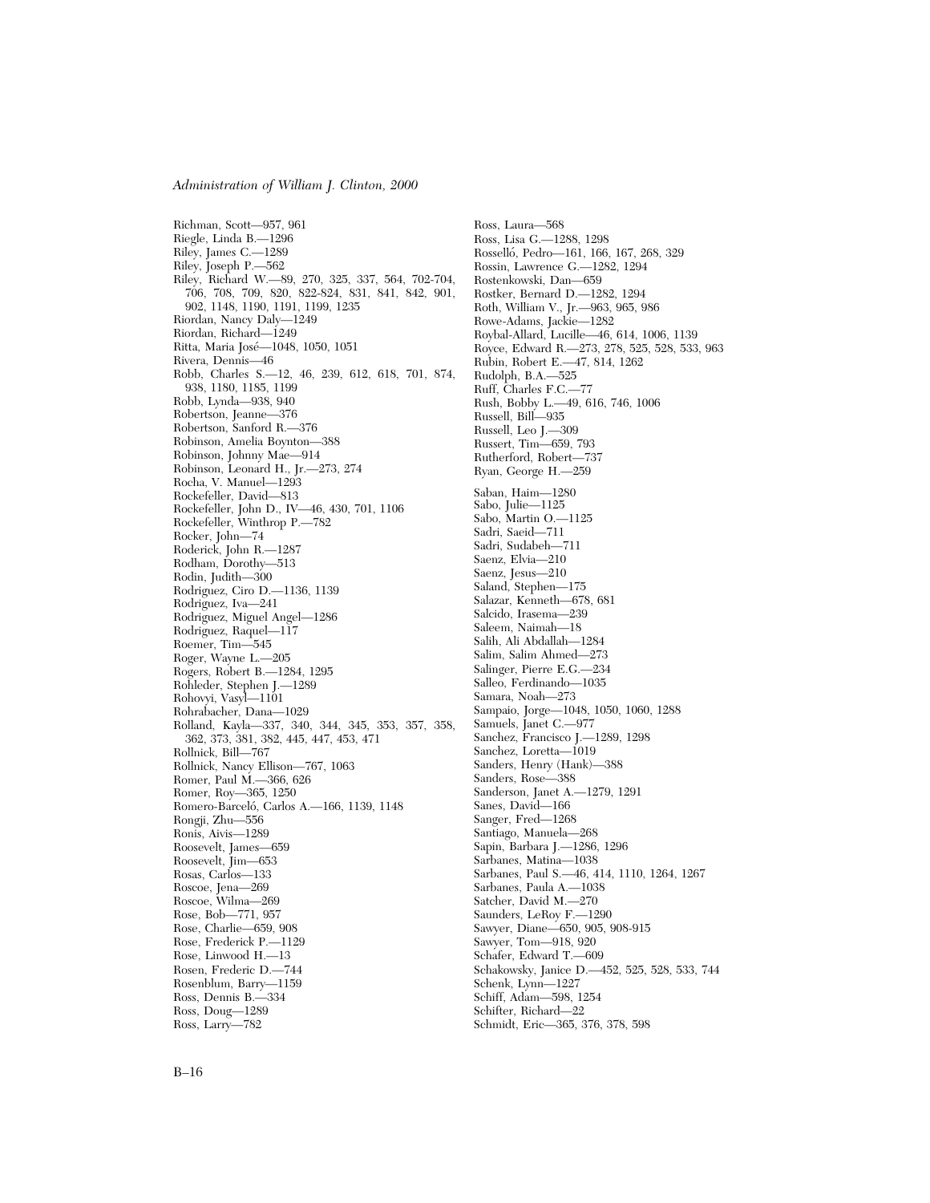Richman, Scott—957, 961
Riegle, Linda B.—1296
Riley, James C.—1289
Riley, Joseph P.—562
Riley, Richard W.—89, 270, 325, 337, 564, 702-704, 706, 708, 709, 820, 822-824, 831, 841, 842, 901, 902, 1148, 1190, 1191, 1199, 1235
Riordan, Nancy Daly—1249
Riordan, Richard—1249
Ritta, Maria José—1048, 1050, 1051
Rivera, Dennis—46
Robb, Charles S.—12, 46, 239, 612, 618, 701, 874, 938, 1180, 1185, 1199
Robb, Lynda—938, 940
Robertson, Jeanne—376
Robertson, Sanford R.—376
Robinson, Amelia Boynton—388
Robinson, Johnny Mae—914
Robinson, Leonard H., Jr.—273, 274
Rocha, V. Manuel—1293
Rockefeller, David—813
Rockefeller, John D., IV—46, 430, 701, 1106
Rockefeller, Winthrop P.—782
Rocker, John—74
Roderick, John R.—1287
Rodham, Dorothy—513
Rodin, Judith—300
Rodriguez, Ciro D.—1136, 1139
Rodriguez, Iva—241
Rodriguez, Miguel Angel—1286
Rodriguez, Raquel—117
Roemer, Tim—545
Roger, Wayne L.—205
Rogers, Robert B.—1284, 1295
Rohleder, Stephen J.—1289
Rohovyi, Vasyl—1101
Rohrabacher, Dana—1029
Rolland, Kayla—337, 340, 344, 345, 353, 357, 358, 362, 373, 381, 382, 445, 447, 453, 471
Rollnick, Bill—767
Rollnick, Nancy Ellison—767, 1063
Romer, Paul M.—366, 626
Romer, Roy—365, 1250
Romero-Barceló, Carlos A.—166, 1139, 1148
Rongji, Zhu—556
Ronis, Aivis—1289
Roosevelt, James—659
Roosevelt, Jim—653
Rosas, Carlos—133
Roscoe, Jena—269
Roscoe, Wilma—269
Rose, Bob—771, 957
Rose, Charlie—659, 908
Rose, Frederick P.—1129
Rose, Linwood H.—13
Rosen, Frederic D.—744
Rosenblum, Barry—1159
Ross, Dennis B.—334
Ross, Doug—1289
Ross, Larry—782
Ross, Laura—568
Ross, Lisa G.—1288, 1298
Rosselló, Pedro—161, 166, 167, 268, 329
Rossin, Lawrence G.—1282, 1294
Rostenkowski, Dan—659
Rostker, Bernard D.—1282, 1294
Roth, William V., Jr.—963, 965, 986
Rowe-Adams, Jackie—1282
Roybal-Allard, Lucille—46, 614, 1006, 1139
Royce, Edward R.—273, 278, 525, 528, 533, 963
Rubin, Robert E.—47, 814, 1262
Rudolph, B.A.—525
Ruff, Charles F.C.—77
Rush, Bobby L.—49, 616, 746, 1006
Russell, Bill—935
Russell, Leo J.—309
Russert, Tim—659, 793
Rutherford, Robert—737
Ryan, George H.—259

Saban, Haim—1280
Sabo, Julie—1125
Sabo, Martin O.—1125
Sadri, Saeid—711
Sadri, Sudabeh—711
Saenz, Elvia—210
Saenz, Jesus—210
Saland, Stephen—175
Salazar, Kenneth—678, 681
Salcido, Irasema—239
Saleem, Naimah—18
Salih, Ali Abdallah—1284
Salim, Salim Ahmed—273
Salinger, Pierre E.G.—234
Salleo, Ferdinando—1035
Samara, Noah—273
Sampaio, Jorge—1048, 1050, 1060, 1288
Samuels, Janet C.—977
Sanchez, Francisco J.—1289, 1298
Sanchez, Loretta—1019
Sanders, Henry (Hank)—388
Sanders, Rose—388
Sanderson, Janet A.—1279, 1291
Sanes, David—166
Sanger, Fred—1268
Santiago, Manuela—268
Sapin, Barbara J.—1286, 1296
Sarbanes, Matina—1038
Sarbanes, Paul S.—46, 414, 1110, 1264, 1267
Sarbanes, Paula A.—1038
Satcher, David M.—270
Saunders, LeRoy F.—1290
Sawyer, Diane—650, 905, 908-915
Sawyer, Tom—918, 920
Schafer, Edward T.—609
Schakowsky, Janice D.—452, 525, 528, 533, 744
Schenk, Lynn—1227
Schiff, Adam—598, 1254
Schifter, Richard—22
Schmidt, Eric—365, 376, 378, 598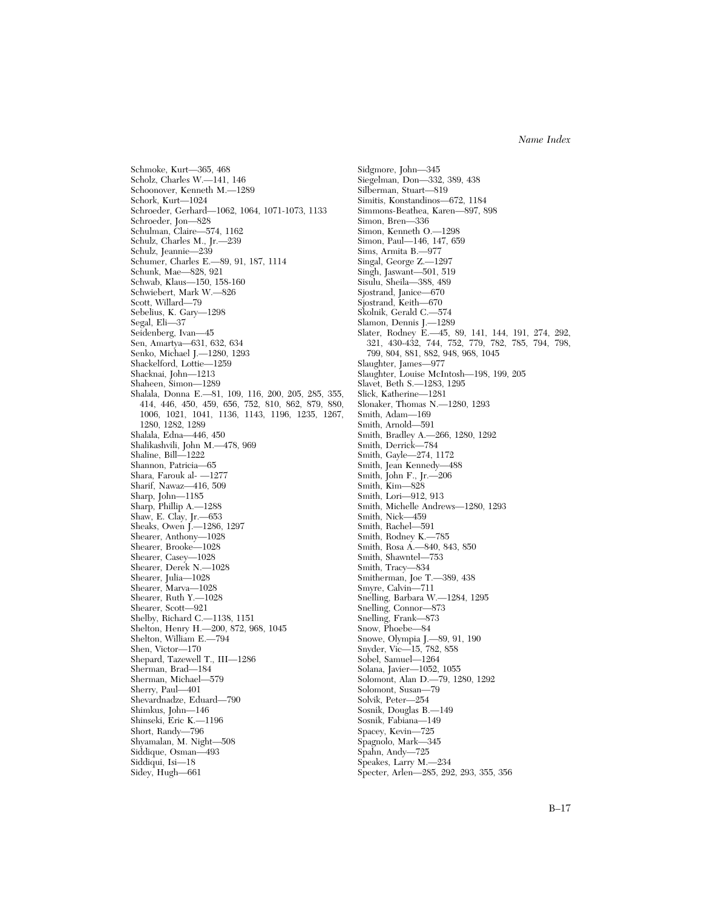Schmoke, Kurt—365, 468
Scholz, Charles W.—141, 146
Schoonover, Kenneth M.—1289
Schork, Kurt—1024
Schroeder, Gerhard—1062, 1064, 1071-1073, 1133
Schroeder, Jon—828
Schulman, Claire—574, 1162
Schulz, Charles M., Jr.—239
Schulz, Jeannie—239
Schumer, Charles E.—89, 91, 187, 1114
Schunk, Mae—828, 921
Schwab, Klaus—150, 158-160
Schwiebert, Mark W.—826
Scott, Willard—79
Sebelius, K. Gary—1298
Segal, Eli—37
Seidenberg, Ivan—45
Sen, Amartya—631, 632, 634
Senko, Michael J.—1280, 1293
Shackelford, Lottie—1259
Shacknai, John—1213
Shaheen, Simon—1289
Shalala, Donna E.—81, 109, 116, 200, 205, 285, 355, 414, 446, 450, 459, 656, 752, 810, 862, 879, 880, 1006, 1021, 1041, 1136, 1143, 1196, 1235, 1267, 1280, 1282, 1289
Shalala, Edna—446, 450
Shalikashvili, John M.—478, 969
Shaline, Bill—1222
Shannon, Patricia—65
Shara, Farouk al- —1277
Sharif, Nawaz—416, 509
Sharp, John—1185
Sharp, Phillip A.—1288
Shaw, E. Clay, Jr.—653
Sheaks, Owen J.—1286, 1297
Shearer, Anthony—1028
Shearer, Brooke—1028
Shearer, Casey—1028
Shearer, Derek N.—1028
Shearer, Julia—1028
Shearer, Marva—1028
Shearer, Ruth Y.—1028
Shearer, Scott—921
Shelby, Richard C.—1138, 1151
Shelton, Henry H.—200, 872, 968, 1045
Shelton, William E.—794
Shen, Victor—170
Shepard, Tazewell T., III—1286
Sherman, Brad—184
Sherman, Michael—579
Sherry, Paul—401
Shevardnadze, Eduard—790
Shimkus, John—146
Shinseki, Eric K.—1196
Short, Randy—796
Shyamalan, M. Night—508
Siddique, Osman—493
Siddiqui, Isi—18
Sidey, Hugh—661
Sidgmore, John—345
Siegelman, Don—332, 389, 438
Silberman, Stuart—819
Simitis, Konstandinos—672, 1184
Simmons-Beathea, Karen—897, 898
Simon, Bren—336
Simon, Kenneth O.—1298
Simon, Paul—146, 147, 659
Sims, Armita B.—977
Singal, George Z.—1297
Singh, Jaswant—501, 519
Sisulu, Sheila—388, 489
Sjostrand, Janice—670
Sjostrand, Keith—670
Skolnik, Gerald C.—574
Slamon, Dennis J.—1289
Slater, Rodney E.—45, 89, 141, 144, 191, 274, 292, 321, 430-432, 744, 752, 779, 782, 785, 794, 798, 799, 804, 881, 882, 948, 968, 1045
Slaughter, James—977
Slaughter, Louise McIntosh—198, 199, 205
Slavet, Beth S.—1283, 1295
Slick, Katherine—1281
Slonaker, Thomas N.—1280, 1293
Smith, Adam—169
Smith, Arnold—591
Smith, Bradley A.—266, 1280, 1292
Smith, Derrick—784
Smith, Gayle—274, 1172
Smith, Jean Kennedy—488
Smith, John F., Jr.—206
Smith, Kim—828
Smith, Lori—912, 913
Smith, Michelle Andrews—1280, 1293
Smith, Nick—459
Smith, Rachel—591
Smith, Rodney K.—785
Smith, Rosa A.—840, 843, 850
Smith, Shawntel—753
Smith, Tracy—834
Smitherman, Joe T.—389, 438
Smyre, Calvin—711
Snelling, Barbara W.—1284, 1295
Snelling, Connor—873
Snelling, Frank—873
Snow, Phoebe—84
Snowe, Olympia J.—89, 91, 190
Snyder, Vic—15, 782, 858
Sobel, Samuel—1264
Solana, Javier—1052, 1055
Solomont, Alan D.—79, 1280, 1292
Solomont, Susan—79
Solvik, Peter—254
Sosnik, Douglas B.—149
Sosnik, Fabiana—149
Spacey, Kevin—725
Spagnolo, Mark—345
Spahn, Andy—725
Speakes, Larry M.—234
Specter, Arlen—285, 292, 293, 355, 356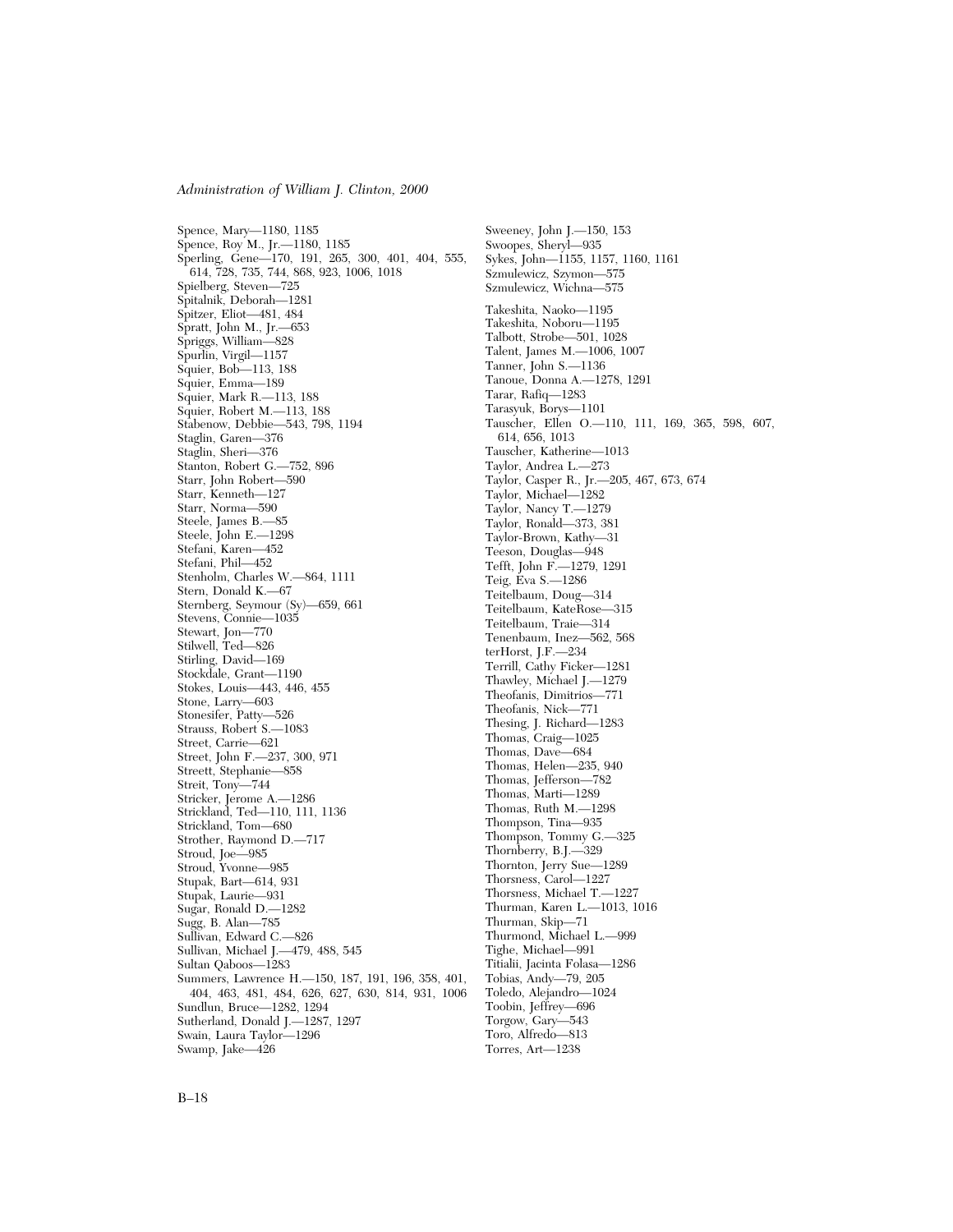Spence, Mary—1180, 1185
Spence, Roy M., Jr.—1180, 1185
Sperling, Gene—170, 191, 265, 300, 401, 404, 555, 614, 728, 735, 744, 868, 923, 1006, 1018
Spielberg, Steven—725
Spitalnik, Deborah—1281
Spitzer, Eliot—481, 484
Spratt, John M., Jr.—653
Spriggs, William—828
Spurlin, Virgil—1157
Squier, Bob—113, 188
Squier, Emma—189
Squier, Mark R.—113, 188
Squier, Robert M.—113, 188
Stabenow, Debbie—543, 798, 1194
Staglin, Garen—376
Staglin, Sheri—376
Stanton, Robert G.—752, 896
Starr, John Robert—590
Starr, Kenneth—127
Starr, Norma—590
Starr, T.—1279
Steele, James B.—85
Steele, John E.—1298
Stefani, Karen—452
Stefani, Phil—452
Stenholm, Charles W.—864, 1111
Stern, Donald K.—67
Sternberg, Seymour (Sy)—659, 661
Stevens, Connie—1035
Stewart, Jon—770
Stilwell, Ted—826
Stirling, David—169
Stockdale, Grant—1190
Stokes, Louis—443, 446, 455
Stone, Larry—603
Stonesifer, Patty—526
Strauss, Robert S.—1083
Street, Carrie—621
Street, John F.—237, 300, 971
Streett, Stephanie—858
Streit, Tony—744
Stricker, Jerome A.—1286
Strickland, Ted—110, 111, 1136
Strickland, Tom—680
Strother, Raymond D.—717
Stroud, Joe—985
Stroud, Yvonne—985
Stupak, Bart—614, 931
Stupak, Laurie—931
Sugar, Ronald D.—1282
Sugg, B. Alan—785
Sullivan, Edward C.—826
Sullivan, Michael J.—479, 488, 545
Sultan Qaboos—1283
Summers, Lawrence H.—150, 187, 191, 196, 358, 401, 404, 463, 481, 484, 626, 627, 630, 814, 931, 1006
Sundlun, Bruce—1282, 1294
Sutherland, Donald J.—1287, 1297
Swain, Laura Taylor—1296
Swamp, Jake—426
Sweeney, John J.—150, 153
Swoopes, Sheryl—935
Sykes, John—1155, 1157, 1160, 1161
Szmulewicz, Szymon—575
Szmulewicz, Wichna—575

Takeshita, Naoko—1195
Takeshita, Noboru—1195
Talbott, Strobe—501, 1028
Talent, James M.—1006, 1007
Tanner, John S.—1136
Tanoue, Donna A.—1278, 1291
Tarar, Rafiq—1283
Tarasyuk, Borys—1101
Tauscher, Ellen O.—110, 111, 169, 365, 598, 607, 614, 656, 1013
Tauscher, Katherine—1013
Taylor, Andrea L.—273
Taylor, Casper R., Jr.—205, 467, 673, 674
Taylor, Michael—1282
Taylor, Nancy T.—1279
Taylor, Ronald—373, 381
Taylor-Brown, Kathy—31
Teeson, Douglas—948
Tefft, John F.—1279, 1291
Teig, Eva S.—1286
Teitelbaum, Doug—314
Teitelbaum, KateRose—315
Teitelbaum, Traie—314
Tenenbaum, Inez—562, 568
terHorst, J.F.—234
Terrill, Cathy Ficker—1281
Thawley, Michael J.—1279
Theofanis, Dimitrios—771
Theofanis, Nick—771
Thesing, J. Richard—1283
Thomas, Craig—1025
Thomas, Dave—684
Thomas, Helen—235, 940
Thomas, Jefferson—782
Thomas, Marti—1289
Thomas, Ruth M.—1298
Thompson, Tina—935
Thompson, Tommy G.—325
Thornberry, B.J.—329
Thornton, Jerry Sue—1289
Thorsness, Carol—1227
Thorsness, Michael T.—1227
Thurman, Karen L.—1013, 1016
Thurman, Skip—71
Thurmond, Michael L.—999
Tighe, Michael—991
Titialii, Jacinta Folasa—1286
Tobias, Andy—79, 205
Toledo, Alejandro—1024
Toobin, Jeffrey—696
Torgow, Gary—543
Toro, Alfredo—813
Torres, Art—1238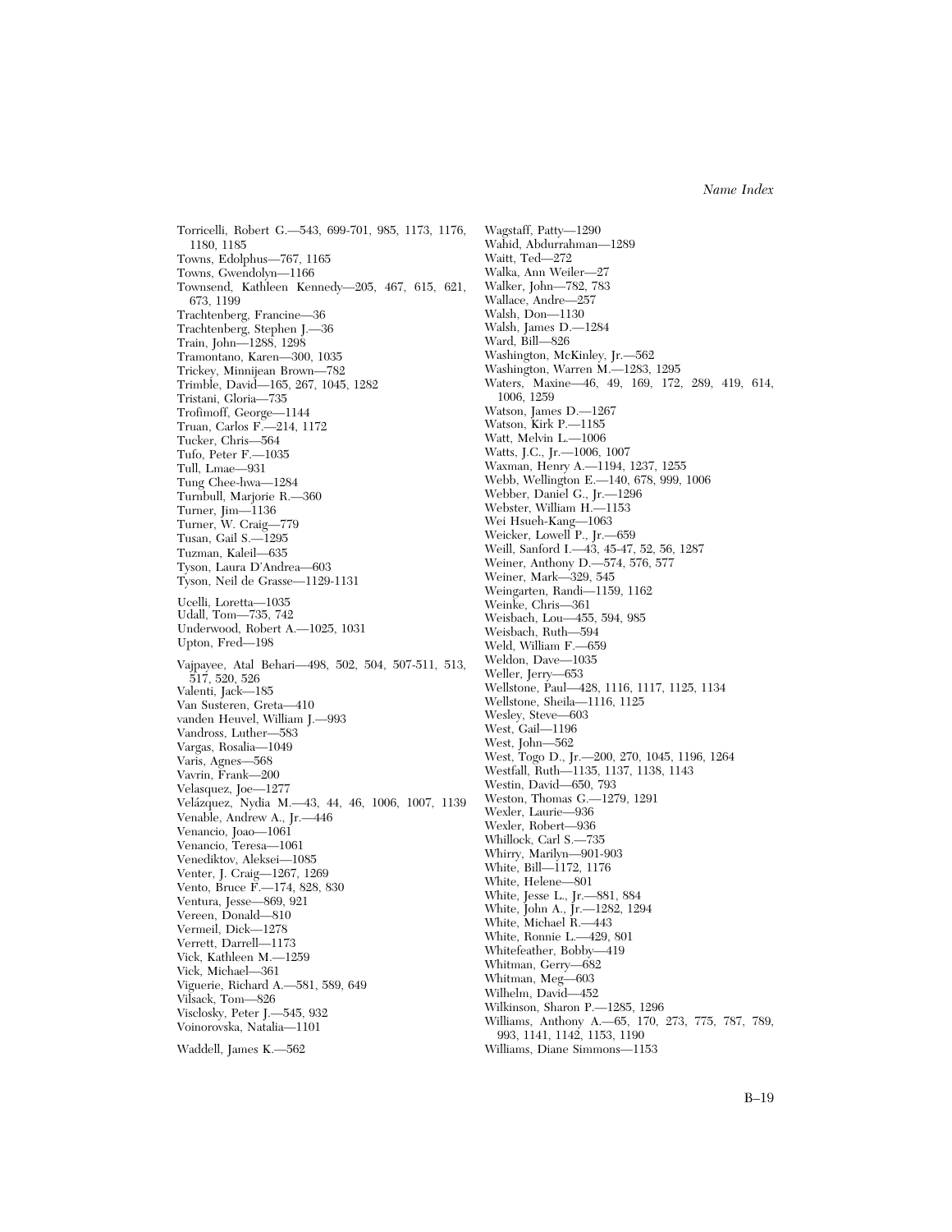Torricelli, Robert G.—543, 699-701, 985, 1173, 1176, 1180, 1185
Towns, Edolphus—767, 1165
Towns, Gwendolyn—1166
Townsend, Kathleen Kennedy—205, 467, 615, 621, 673, 1199
Trachtenberg, Francine—36
Trachtenberg, Stephen J.—36
Train, John—1288, 1298
Tramontano, Karen—300, 1035
Trickey, Minnijean Brown—782
Trimble, David—165, 267, 1045, 1282
Tristani, Gloria—735
Trofimoff, George—1144
Truan, Carlos F.—214, 1172
Tucker, Chris—564
Tufo, Peter F.—1035
Tull, Lmae—931
Tung Chee-hwa—1284
Turnbull, Marjorie R.—360
Turner, Jim—1136
Turner, W. Craig—779
Tusan, Gail S.—1295
Tuzman, Kaleil—635
Tyson, Laura D'Andrea—603
Tyson, Neil de Grasse—1129-1131

Ucelli, Loretta—1035
Udall, Tom—735, 742
Underwood, Robert A.—1025, 1031
Upton, Fred—198

Vajpayee, Atal Behari—498, 502, 504, 507-511, 513, 517, 520, 526
Valenti, Jack—185
Van Susteren, Greta—410
vanden Heuvel, William J.—993
Vandross, Luther—583
Vargas, Rosalia—1049
Varis, Agnes—568
Vavrin, Frank—200
Velasquez, Joe—1277
Velázquez, Nydia M.—43, 44, 46, 1006, 1007, 1139
Venable, Andrew A., Jr.—446
Venancio, Joao—1061
Venancio, Teresa—1061
Venediktov, Aleksei—1085
Venter, J. Craig—1267, 1269
Vento, Bruce F.—174, 828, 830
Ventura, Jesse—869, 921
Vereen, Donald—810
Vermeil, Dick—1278
Verrett, Darrell—1173
Vick, Kathleen M.—1259
Vick, Michael—361
Viguerie, Richard A.—581, 589, 649
Vilsack, Tom—826
Visclosky, Peter J.—545, 932
Voinorovska, Natalia—1101

Waddell, James K.—562
Wagstaff, Patty—1290
Wahid, Abdurrahman—1289
Waitt, Ted—272
Walka, Ann Weiler—27
Walker, John—782, 783
Wallace, Andre—257
Walsh, Don—1130
Walsh, James D.—1284
Ward, Bill—826
Washington, McKinley, Jr.—562
Washington, Warren M.—1283, 1295
Waters, Maxine—46, 49, 169, 172, 289, 419, 614, 1006, 1259
Watson, James D.—1267
Watson, Kirk P.—1185
Watt, Melvin L.—1006
Watts, J.C., Jr.—1006, 1007
Waxman, Henry A.—1194, 1237, 1255
Webb, Wellington E.—140, 678, 999, 1006
Webber, Daniel G., Jr.—1296
Webster, William H.—1153
Wei Hsueh-Kang—1063
Weicker, Lowell P., Jr.—659
Weill, Sanford I.—43, 45-47, 52, 56, 1287
Weiner, Anthony D.—574, 576, 577
Weiner, Mark—329, 545
Weingarten, Randi—1159, 1162
Weinke, Chris—361
Weisbach, Lou—455, 594, 985
Weisbach, Ruth—594
Weld, William F.—659
Weldon, Dave—1035
Weller, Jerry—653
Wellstone, Paul—428, 1116, 1117, 1125, 1134
Wellstone, Sheila—1116, 1125
Wesley, Steve—603
West, Gail—1196
West, John—562
West, Togo D., Jr.—200, 270, 1045, 1196, 1264
Westfall, Ruth—1135, 1137, 1138, 1143
Westin, David—650, 793
Weston, Thomas G.—1279, 1291
Wexler, Laurie—936
Wexler, Robert—936
Whillock, Carl S.—735
Whirry, Marilyn—901-903
White, Bill—1172, 1176
White, Helene—801
White, Jesse L., Jr.—881, 884
White, John A., Jr.—1282, 1294
White, Michael R.—443
White, Ronnie L.—429, 801
Whitefeather, Bobby—419
Whitman, Gerry—682
Whitman, Meg—603
Wilhelm, David—452
Wilkinson, Sharon P.—1285, 1296
Williams, Anthony A.—65, 170, 273, 775, 787, 789, 993, 1141, 1142, 1153, 1190
Williams, Diane Simmons—1153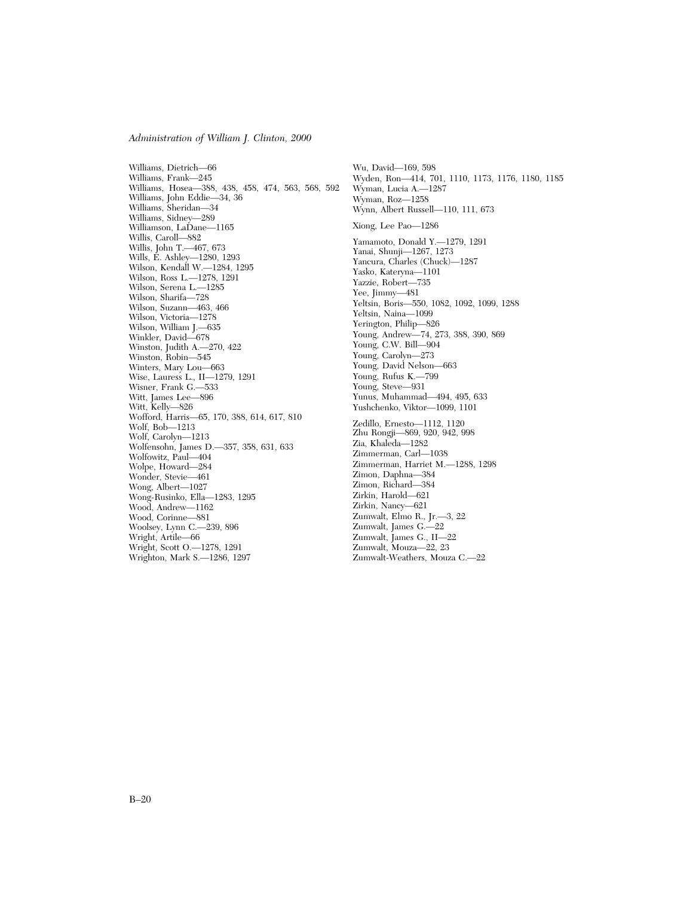Williams, Dietrich—66
Williams, Frank—245
Williams, Hosea—388, 438, 458, 474, 563, 568, 592
Williams, John Eddie—34, 36
Williams, Sheridan—34
Williams, Sidney—289
Williamson, LaDane—1165
Willis, Caroll—882
Willis, John T.—467, 673
Wills, E. Ashley—1280, 1293
Wilson, Kendall W.—1284, 1295
Wilson, Ross L.—1278, 1291
Wilson, Serena L.—1285
Wilson, Sharifa—728
Wilson, Suzann—463, 466
Wilson, Victoria—1278
Wilson, William J.—635
Winkler, David—678
Winston, Judith A.—270, 422
Winston, Robin—545
Winters, Mary Lou—663
Wise, Lauress L., II—1279, 1291
Wisner, Frank G.—533
Witt, James Lee—896
Witt, Kelly—826
Wofford, Harris—65, 170, 388, 614, 617, 810
Wolf, Bob—1213
Wolf, Carolyn—1213
Wolfensohn, James D.—357, 358, 631, 633
Wolfowitz, Paul—404
Wolpe, Howard—284
Wonder, Stevie—461
Wong, Albert—1027
Wong-Rusinko, Ella—1283, 1295
Wood, Andrew—1162
Wood, Corinne—881
Woolsey, Lynn C.—239, 896
Wright, Artile—66
Wright, Scott O.—1278, 1291
Wrighton, Mark S.—1286, 1297
Wu, David—169, 598
Wyden, Ron—414, 701, 1110, 1173, 1176, 1180, 1185
Wyman, Lucia A.—1287
Wyman, Roz—1258
Wynn, Albert Russell—110, 111, 673

Xiong, Lee Pao—1286

Yamamoto, Donald Y.—1279, 1291
Yanai, Shunji—1267, 1273
Yancura, Charles (Chuck)—1287
Yasko, Kateryna—1101
Yazzie, Robert—735
Yee, Jimmy—481
Yeltsin, Boris—550, 1082, 1092, 1099, 1288
Yeltsin, Naina—1099
Yerington, Philip—826
Young, Andrew—74, 273, 388, 390, 869
Young, C.W. Bill—904
Young, Carolyn—273
Young, David Nelson—663
Young, Rufus K.—799
Young, Steve—931
Yunus, Muhammad—494, 495, 633
Yushchenko, Viktor—1099, 1101

Zedillo, Ernesto—1112, 1120
Zhu Rongji—869, 920, 942, 998
Zia, Khaleda—1282
Zimmerman, Carl—1038
Zimmerman, Harriet M.—1288, 1298
Zimon, Daphna—384
Zimon, Richard—384
Zirkin, Harold—621
Zirkin, Nancy—621
Zumwalt, Elmo R., Jr.—3, 22
Zumwalt, James G.—22
Zumwalt, James G., II—22
Zumwalt, Mouza—22, 23
Zumwalt-Weathers, Mouza C.—22